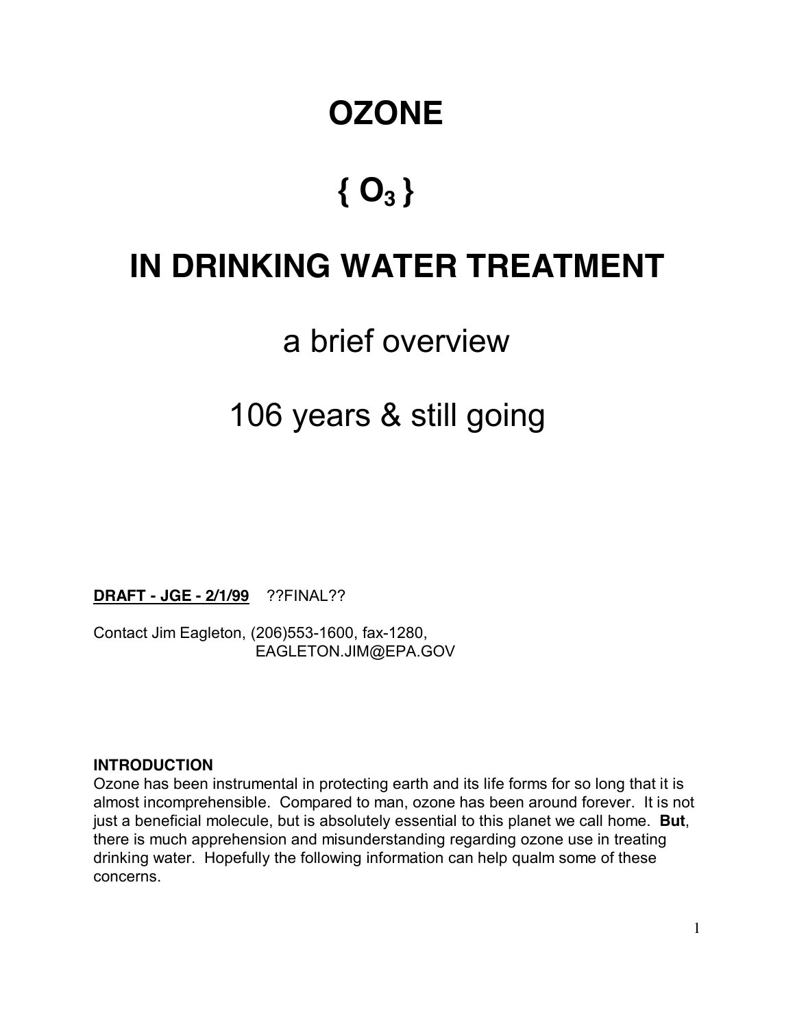# OZONE

# { $O_3$ }

# IN DRINKING WATER TREATMENT

## a brief overview

## 106 years & still going

**<u>DRAFT - JGE - 2/1/99</u>** ??FINAL??

Contact Jim Eagleton, (206)553-1600, fax-1280,
EAGLETON.JIM@EPA.GOV

**INTRODUCTION**

Ozone has been instrumental in protecting earth and its life forms for so long that it is almost incomprehensible. Compared to man, ozone has been around forever. It is not just a beneficial molecule, but is absolutely essential to this planet we call home. **But**, there is much apprehension and misunderstanding regarding ozone use in treating drinking water. Hopefully the following information can help qualm some of these concerns.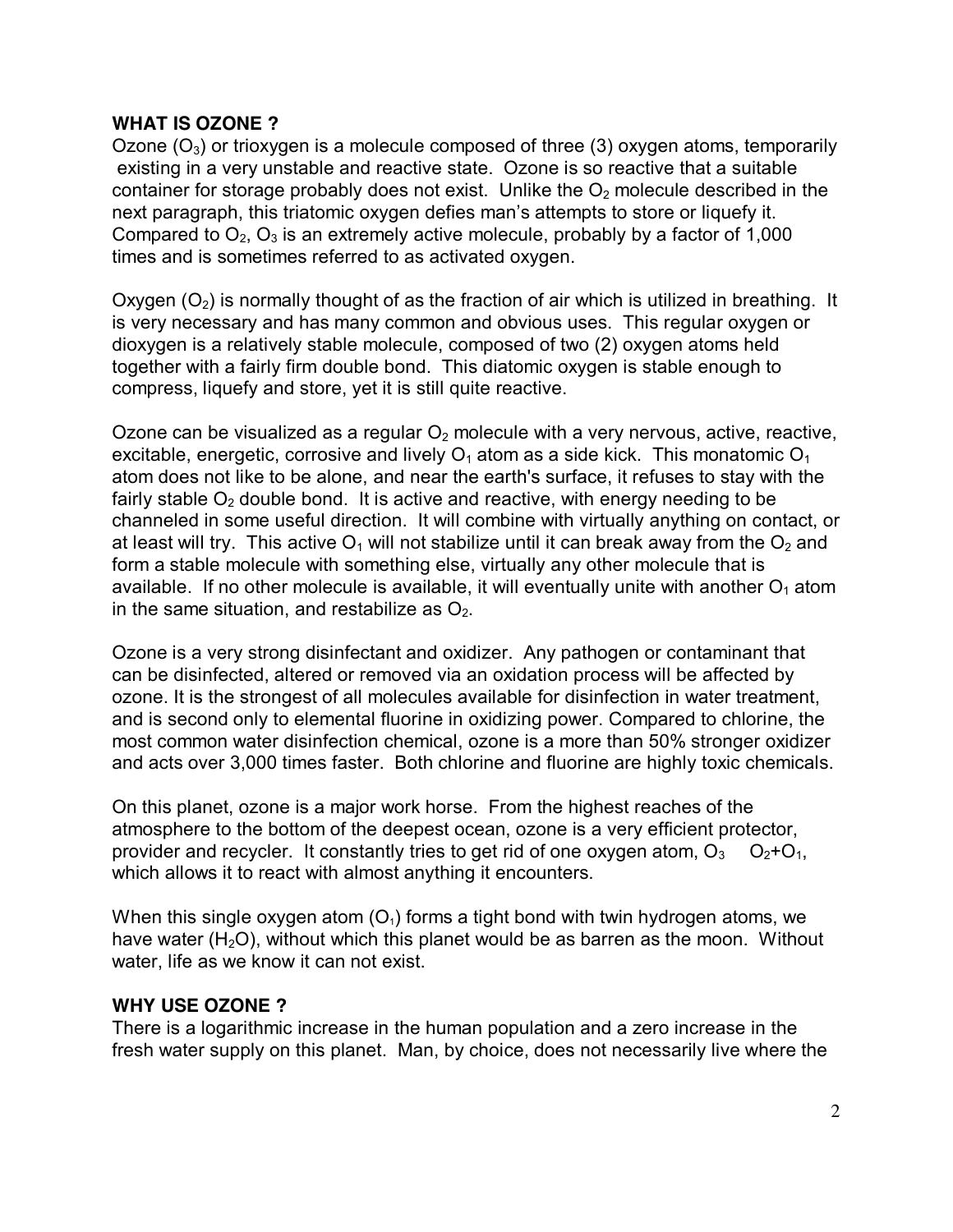## WHAT IS OZONE ?

Ozone ($O_3$) or trioxygen is a molecule composed of three (3) oxygen atoms, temporarily existing in a very unstable and reactive state. Ozone is so reactive that a suitable container for storage probably does not exist. Unlike the $O_2$ molecule described in the next paragraph, this triatomic oxygen defies man's attempts to store or liquefy it. Compared to $O_2$, $O_3$ is an extremely active molecule, probably by a factor of 1,000 times and is sometimes referred to as activated oxygen.

Oxygen ($O_2$) is normally thought of as the fraction of air which is utilized in breathing. It is very necessary and has many common and obvious uses. This regular oxygen or dioxygen is a relatively stable molecule, composed of two (2) oxygen atoms held together with a fairly firm double bond. This diatomic oxygen is stable enough to compress, liquefy and store, yet it is still quite reactive.

Ozone can be visualized as a regular $O_2$ molecule with a very nervous, active, reactive, excitable, energetic, corrosive and lively $O_1$ atom as a side kick. This monatomic $O_1$ atom does not like to be alone, and near the earth's surface, it refuses to stay with the fairly stable $O_2$ double bond. It is active and reactive, with energy needing to be channeled in some useful direction. It will combine with virtually anything on contact, or at least will try. This active $O_1$ will not stabilize until it can break away from the $O_2$ and form a stable molecule with something else, virtually any other molecule that is available. If no other molecule is available, it will eventually unite with another $O_1$ atom in the same situation, and restabilize as $O_2$.

Ozone is a very strong disinfectant and oxidizer. Any pathogen or contaminant that can be disinfected, altered or removed via an oxidation process will be affected by ozone. It is the strongest of all molecules available for disinfection in water treatment, and is second only to elemental fluorine in oxidizing power. Compared to chlorine, the most common water disinfection chemical, ozone is a more than 50% stronger oxidizer and acts over 3,000 times faster. Both chlorine and fluorine are highly toxic chemicals.

On this planet, ozone is a major work horse. From the highest reaches of the atmosphere to the bottom of the deepest ocean, ozone is a very efficient protector, provider and recycler. It constantly tries to get rid of one oxygen atom, $O_3 \quad O_2+O_1$, which allows it to react with almost anything it encounters.

When this single oxygen atom ($O_1$) forms a tight bond with twin hydrogen atoms, we have water ($H_2O$), without which this planet would be as barren as the moon. Without water, life as we know it can not exist.

## WHY USE OZONE ?

There is a logarithmic increase in the human population and a zero increase in the fresh water supply on this planet. Man, by choice, does not necessarily live where the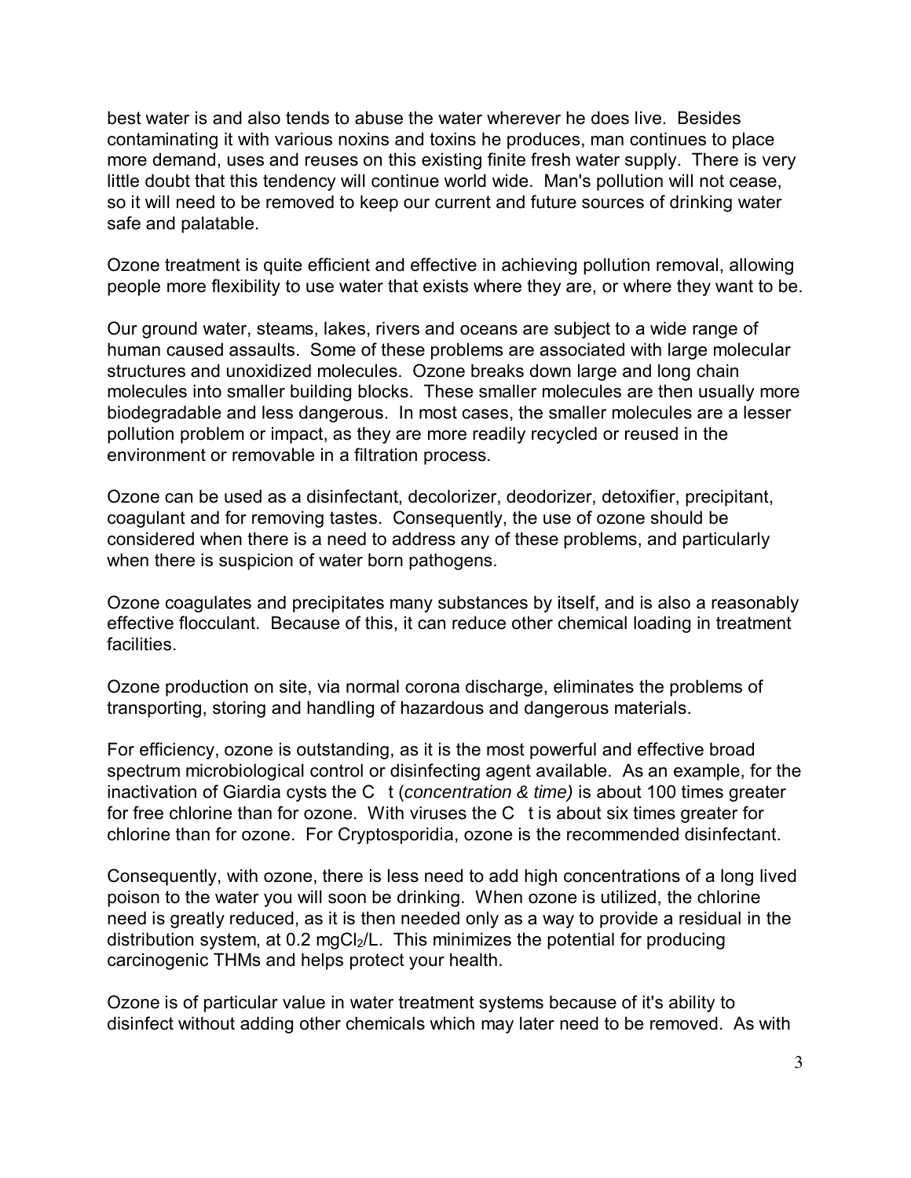best water is and also tends to abuse the water wherever he does live. Besides contaminating it with various noxins and toxins he produces, man continues to place more demand, uses and reuses on this existing finite fresh water supply. There is very little doubt that this tendency will continue world wide. Man's pollution will not cease, so it will need to be removed to keep our current and future sources of drinking water safe and palatable.

Ozone treatment is quite efficient and effective in achieving pollution removal, allowing people more flexibility to use water that exists where they are, or where they want to be.

Our ground water, steams, lakes, rivers and oceans are subject to a wide range of human caused assaults. Some of these problems are associated with large molecular structures and unoxidized molecules. Ozone breaks down large and long chain molecules into smaller building blocks. These smaller molecules are then usually more biodegradable and less dangerous. In most cases, the smaller molecules are a lesser pollution problem or impact, as they are more readily recycled or reused in the environment or removable in a filtration process.

Ozone can be used as a disinfectant, decolorizer, deodorizer, detoxifier, precipitant, coagulant and for removing tastes. Consequently, the use of ozone should be considered when there is a need to address any of these problems, and particularly when there is suspicion of water born pathogens.

Ozone coagulates and precipitates many substances by itself, and is also a reasonably effective flocculant. Because of this, it can reduce other chemical loading in treatment facilities.

Ozone production on site, via normal corona discharge, eliminates the problems of transporting, storing and handling of hazardous and dangerous materials.

For efficiency, ozone is outstanding, as it is the most powerful and effective broad spectrum microbiological control or disinfecting agent available. As an example, for the inactivation of Giardia cysts the C t (*concentration & time)* is about 100 times greater for free chlorine than for ozone. With viruses the C t is about six times greater for chlorine than for ozone. For Cryptosporidia, ozone is the recommended disinfectant.

Consequently, with ozone, there is less need to add high concentrations of a long lived poison to the water you will soon be drinking. When ozone is utilized, the chlorine need is greatly reduced, as it is then needed only as a way to provide a residual in the distribution system, at 0.2 $mgCl_2/L$. This minimizes the potential for producing carcinogenic THMs and helps protect your health.

Ozone is of particular value in water treatment systems because of it's ability to disinfect without adding other chemicals which may later need to be removed. As with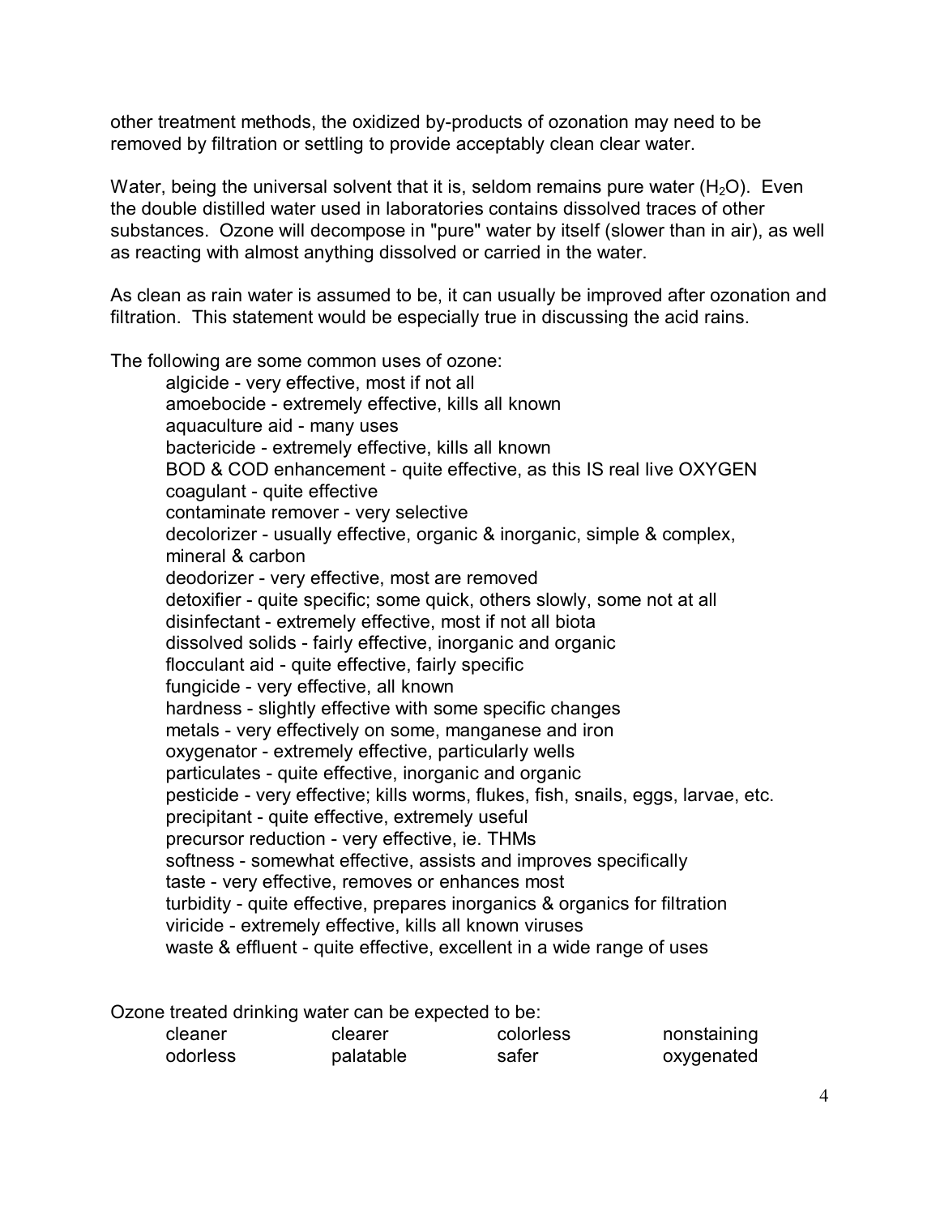other treatment methods, the oxidized by-products of ozonation may need to be removed by filtration or settling to provide acceptably clean clear water.

Water, being the universal solvent that it is, seldom remains pure water ($H_2O$). Even the double distilled water used in laboratories contains dissolved traces of other substances. Ozone will decompose in "pure" water by itself (slower than in air), as well as reacting with almost anything dissolved or carried in the water.

As clean as rain water is assumed to be, it can usually be improved after ozonation and filtration. This statement would be especially true in discussing the acid rains.

The following are some common uses of ozone:

- algicide - very effective, most if not all
- amoebocide - extremely effective, kills all known
- aquaculture aid - many uses
- bactericide - extremely effective, kills all known
- BOD & COD enhancement - quite effective, as this IS real live OXYGEN
- coagulant - quite effective
- contaminate remover - very selective
- decolorizer - usually effective, organic & inorganic, simple & complex, mineral & carbon
- deodorizer - very effective, most are removed
- detoxifier - quite specific; some quick, others slowly, some not at all
- disinfectant - extremely effective, most if not all biota
- dissolved solids - fairly effective, inorganic and organic
- flocculant aid - quite effective, fairly specific
- fungicide - very effective, all known
- hardness - slightly effective with some specific changes
- metals - very effectively on some, manganese and iron
- oxygenator - extremely effective, particularly wells
- particulates - quite effective, inorganic and organic
- pesticide - very effective; kills worms, flukes, fish, snails, eggs, larvae, etc.
- precipitant - quite effective, extremely useful
- precursor reduction - very effective, ie. THMs
- softness - somewhat effective, assists and improves specifically
- taste - very effective, removes or enhances most
- turbidity - quite effective, prepares inorganics & organics for filtration
- viricide - extremely effective, kills all known viruses
- waste & effluent - quite effective, excellent in a wide range of uses

Ozone treated drinking water can be expected to be:

| | | | |
|---|---|---|---|
| cleaner | clearer | colorless | nonstaining |
| odorless | palatable | safer | oxygenated |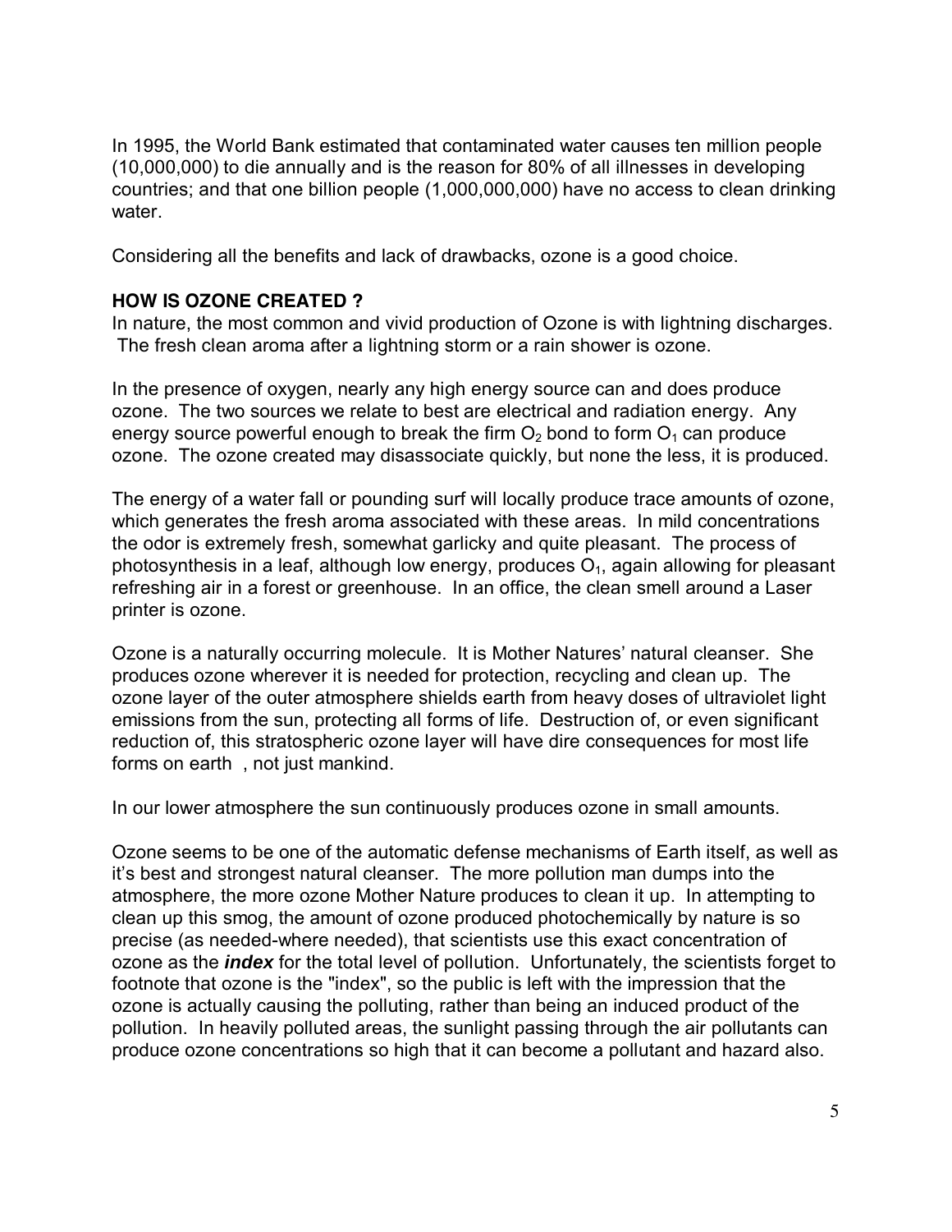In 1995, the World Bank estimated that contaminated water causes ten million people (10,000,000) to die annually and is the reason for 80% of all illnesses in developing countries; and that one billion people (1,000,000,000) have no access to clean drinking water.

Considering all the benefits and lack of drawbacks, ozone is a good choice.

**HOW IS OZONE CREATED ?**

In nature, the most common and vivid production of Ozone is with lightning discharges. The fresh clean aroma after a lightning storm or a rain shower is ozone.

In the presence of oxygen, nearly any high energy source can and does produce ozone. The two sources we relate to best are electrical and radiation energy. Any energy source powerful enough to break the firm $O_2$ bond to form $O_1$ can produce ozone. The ozone created may disassociate quickly, but none the less, it is produced.

The energy of a water fall or pounding surf will locally produce trace amounts of ozone, which generates the fresh aroma associated with these areas. In mild concentrations the odor is extremely fresh, somewhat garlicky and quite pleasant. The process of photosynthesis in a leaf, although low energy, produces $O_1$, again allowing for pleasant refreshing air in a forest or greenhouse. In an office, the clean smell around a Laser printer is ozone.

Ozone is a naturally occurring molecule. It is Mother Natures' natural cleanser. She produces ozone wherever it is needed for protection, recycling and clean up. The ozone layer of the outer atmosphere shields earth from heavy doses of ultraviolet light emissions from the sun, protecting all forms of life. Destruction of, or even significant reduction of, this stratospheric ozone layer will have dire consequences for most life forms on earth , not just mankind.

In our lower atmosphere the sun continuously produces ozone in small amounts.

Ozone seems to be one of the automatic defense mechanisms of Earth itself, as well as it's best and strongest natural cleanser. The more pollution man dumps into the atmosphere, the more ozone Mother Nature produces to clean it up. In attempting to clean up this smog, the amount of ozone produced photochemically by nature is so precise (as needed-where needed), that scientists use this exact concentration of ozone as the ***index*** for the total level of pollution. Unfortunately, the scientists forget to footnote that ozone is the "index", so the public is left with the impression that the ozone is actually causing the polluting, rather than being an induced product of the pollution. In heavily polluted areas, the sunlight passing through the air pollutants can produce ozone concentrations so high that it can become a pollutant and hazard also.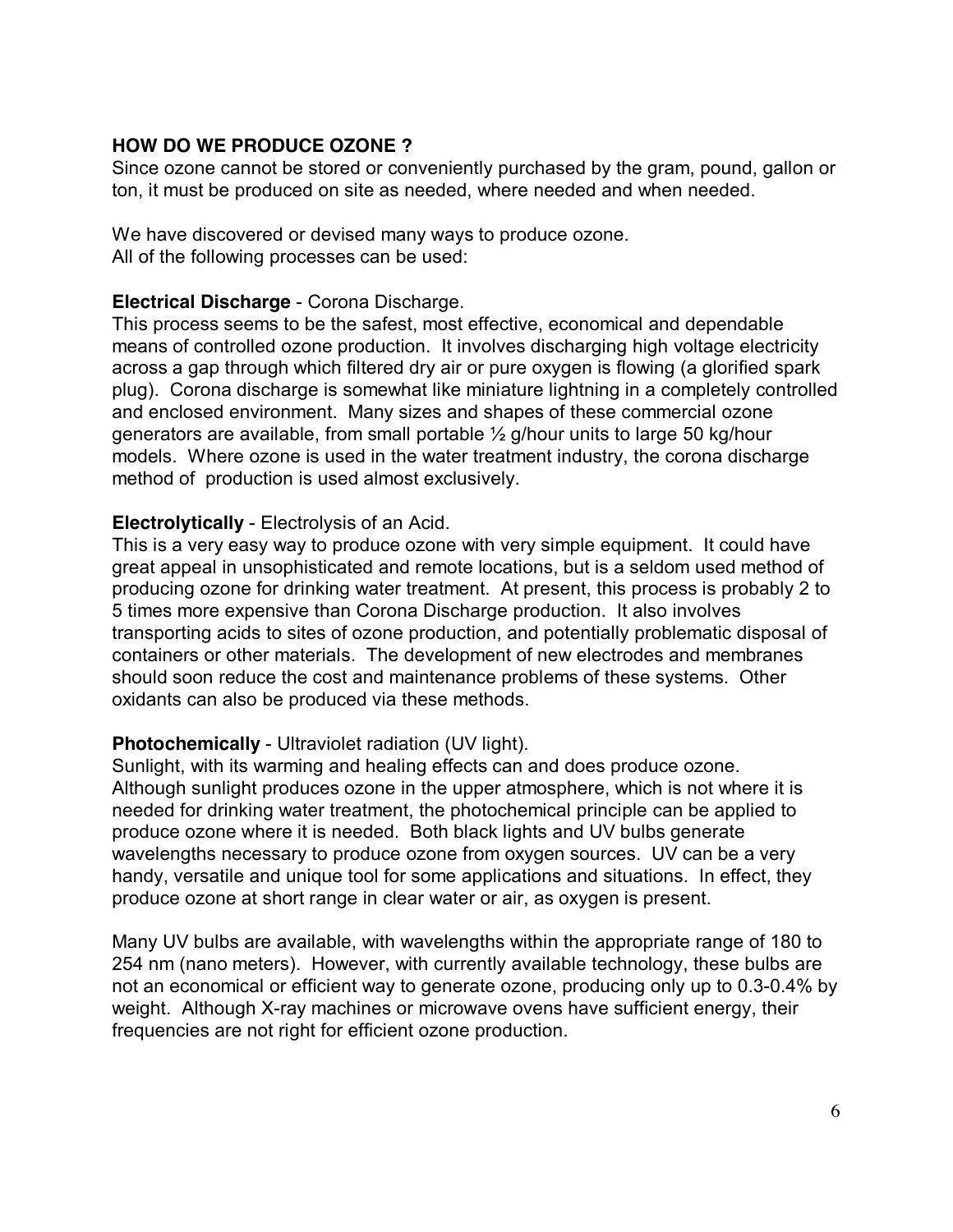**HOW DO WE PRODUCE OZONE ?**

Since ozone cannot be stored or conveniently purchased by the gram, pound, gallon or ton, it must be produced on site as needed, where needed and when needed.

We have discovered or devised many ways to produce ozone.
All of the following processes can be used:

**Electrical Discharge** - Corona Discharge.
This process seems to be the safest, most effective, economical and dependable means of controlled ozone production. It involves discharging high voltage electricity across a gap through which filtered dry air or pure oxygen is flowing (a glorified spark plug). Corona discharge is somewhat like miniature lightning in a completely controlled and enclosed environment. Many sizes and shapes of these commercial ozone generators are available, from small portable ½ g/hour units to large 50 kg/hour models. Where ozone is used in the water treatment industry, the corona discharge method of production is used almost exclusively.

**Electrolytically** - Electrolysis of an Acid.
This is a very easy way to produce ozone with very simple equipment. It could have great appeal in unsophisticated and remote locations, but is a seldom used method of producing ozone for drinking water treatment. At present, this process is probably 2 to 5 times more expensive than Corona Discharge production. It also involves transporting acids to sites of ozone production, and potentially problematic disposal of containers or other materials. The development of new electrodes and membranes should soon reduce the cost and maintenance problems of these systems. Other oxidants can also be produced via these methods.

**Photochemically** - Ultraviolet radiation (UV light).
Sunlight, with its warming and healing effects can and does produce ozone. Although sunlight produces ozone in the upper atmosphere, which is not where it is needed for drinking water treatment, the photochemical principle can be applied to produce ozone where it is needed. Both black lights and UV bulbs generate wavelengths necessary to produce ozone from oxygen sources. UV can be a very handy, versatile and unique tool for some applications and situations. In effect, they produce ozone at short range in clear water or air, as oxygen is present.

Many UV bulbs are available, with wavelengths within the appropriate range of 180 to 254 nm (nano meters). However, with currently available technology, these bulbs are not an economical or efficient way to generate ozone, producing only up to 0.3-0.4% by weight. Although X-ray machines or microwave ovens have sufficient energy, their frequencies are not right for efficient ozone production.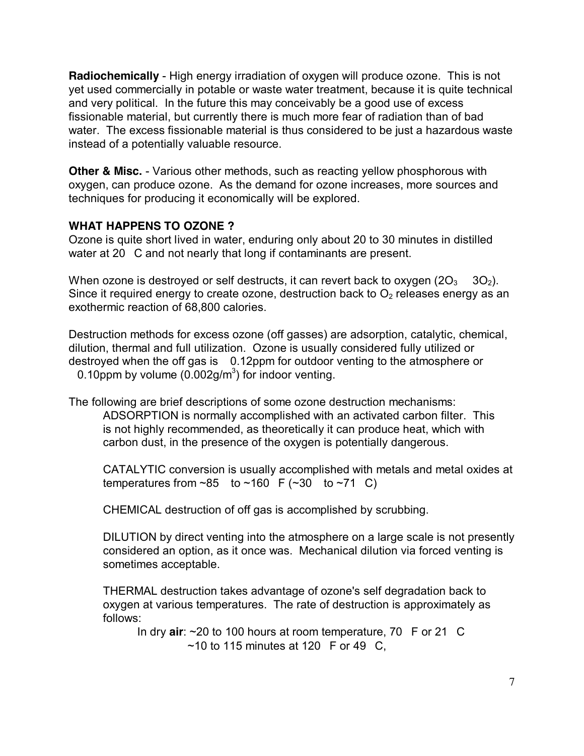**Radiochemically** - High energy irradiation of oxygen will produce ozone. This is not yet used commercially in potable or waste water treatment, because it is quite technical and very political. In the future this may conceivably be a good use of excess fissionable material, but currently there is much more fear of radiation than of bad water. The excess fissionable material is thus considered to be just a hazardous waste instead of a potentially valuable resource.

**Other & Misc.** - Various other methods, such as reacting yellow phosphorous with oxygen, can produce ozone. As the demand for ozone increases, more sources and techniques for producing it economically will be explored.

**WHAT HAPPENS TO OZONE ?**

Ozone is quite short lived in water, enduring only about 20 to 30 minutes in distilled water at 20 C and not nearly that long if contaminants are present.

When ozone is destroyed or self destructs, it can revert back to oxygen ($2O_3 \quad 3O_2$). Since it required energy to create ozone, destruction back to $O_2$ releases energy as an exothermic reaction of 68,800 calories.

Destruction methods for excess ozone (off gasses) are adsorption, catalytic, chemical, dilution, thermal and full utilization. Ozone is usually considered fully utilized or destroyed when the off gas is 0.12ppm for outdoor venting to the atmosphere or 0.10ppm by volume (0.002g/m$^3$) for indoor venting.

The following are brief descriptions of some ozone destruction mechanisms:

ADSORPTION is normally accomplished with an activated carbon filter. This is not highly recommended, as theoretically it can produce heat, which with carbon dust, in the presence of the oxygen is potentially dangerous.

CATALYTIC conversion is usually accomplished with metals and metal oxides at temperatures from ~85 to ~160 F (~30 to ~71 C)

CHEMICAL destruction of off gas is accomplished by scrubbing.

DILUTION by direct venting into the atmosphere on a large scale is not presently considered an option, as it once was. Mechanical dilution via forced venting is sometimes acceptable.

THERMAL destruction takes advantage of ozone's self degradation back to oxygen at various temperatures. The rate of destruction is approximately as follows:

In dry **air**: ~20 to 100 hours at room temperature, 70 F or 21 C
~10 to 115 minutes at 120 F or 49 C,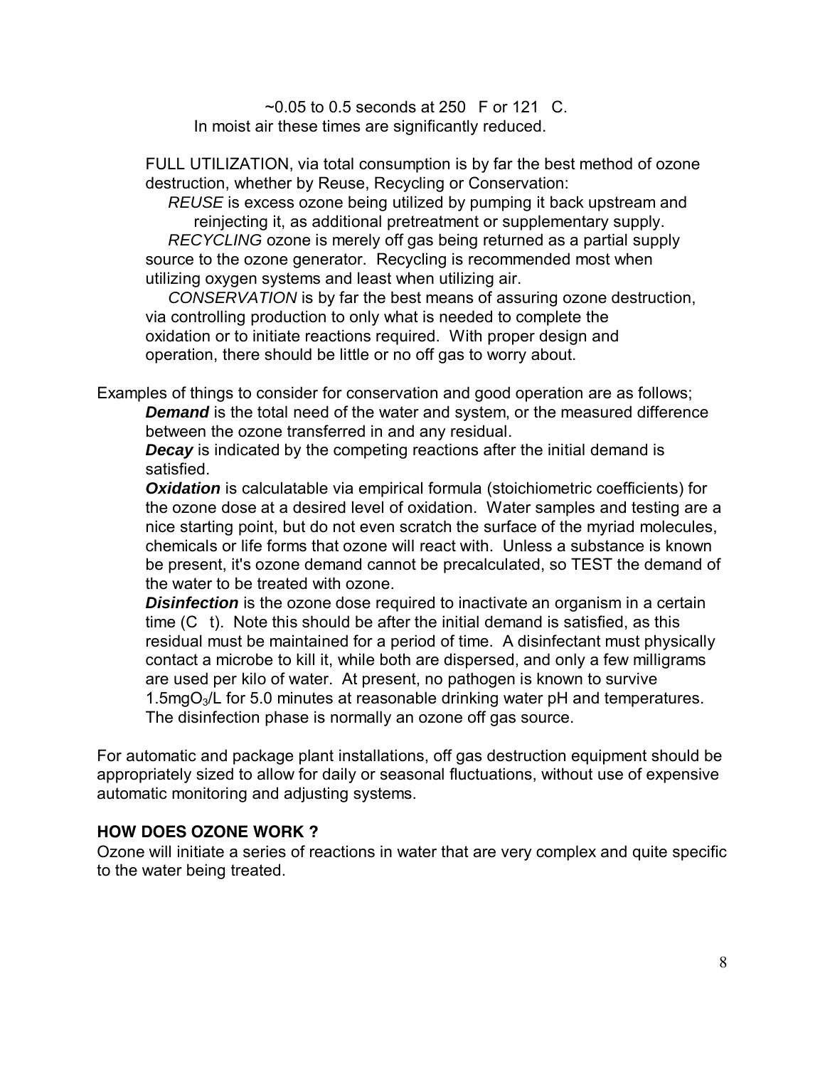~0.05 to 0.5 seconds at 250 F or 121 C.
In moist air these times are significantly reduced.

FULL UTILIZATION, via total consumption is by far the best method of ozone destruction, whether by Reuse, Recycling or Conservation:

*REUSE* is excess ozone being utilized by pumping it back upstream and reinjecting it, as additional pretreatment or supplementary supply.

*RECYCLING* ozone is merely off gas being returned as a partial supply source to the ozone generator. Recycling is recommended most when utilizing oxygen systems and least when utilizing air.

*CONSERVATION* is by far the best means of assuring ozone destruction, via controlling production to only what is needed to complete the oxidation or to initiate reactions required. With proper design and operation, there should be little or no off gas to worry about.

Examples of things to consider for conservation and good operation are as follows;

***Demand*** is the total need of the water and system, or the measured difference between the ozone transferred in and any residual.

***Decay*** is indicated by the competing reactions after the initial demand is satisfied.

***Oxidation*** is calculatable via empirical formula (stoichiometric coefficients) for the ozone dose at a desired level of oxidation. Water samples and testing are a nice starting point, but do not even scratch the surface of the myriad molecules, chemicals or life forms that ozone will react with. Unless a substance is known be present, it's ozone demand cannot be precalculated, so TEST the demand of the water to be treated with ozone.

***Disinfection*** is the ozone dose required to inactivate an organism in a certain time (C t). Note this should be after the initial demand is satisfied, as this residual must be maintained for a period of time. A disinfectant must physically contact a microbe to kill it, while both are dispersed, and only a few milligrams are used per kilo of water. At present, no pathogen is known to survive 1.5mg$O_3$/L for 5.0 minutes at reasonable drinking water pH and temperatures. The disinfection phase is normally an ozone off gas source.

For automatic and package plant installations, off gas destruction equipment should be appropriately sized to allow for daily or seasonal fluctuations, without use of expensive automatic monitoring and adjusting systems.

**HOW DOES OZONE WORK ?**

Ozone will initiate a series of reactions in water that are very complex and quite specific to the water being treated.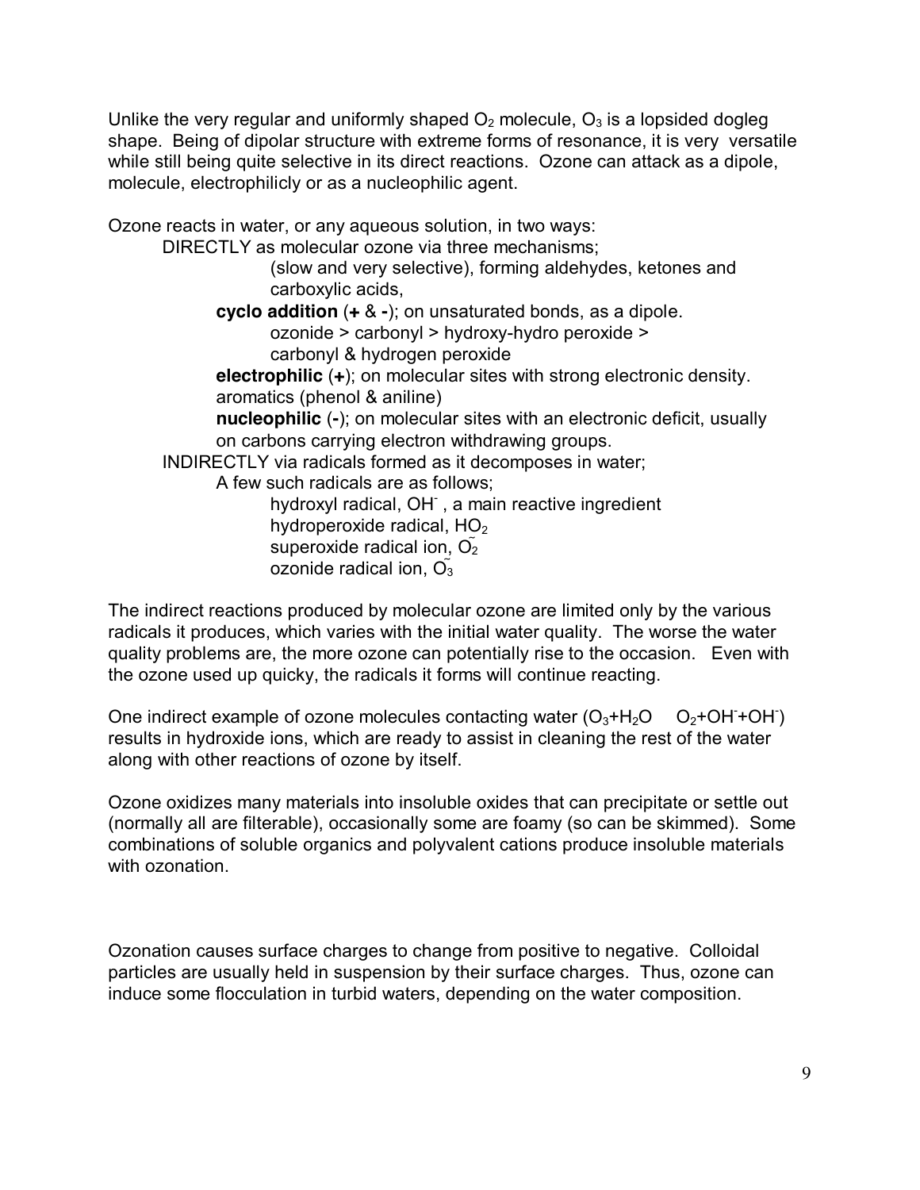Unlike the very regular and uniformly shaped $O_2$ molecule, $O_3$ is a lopsided dogleg shape. Being of dipolar structure with extreme forms of resonance, it is very versatile while still being quite selective in its direct reactions. Ozone can attack as a dipole, molecule, electrophilicly or as a nucleophilic agent.

Ozone reacts in water, or any aqueous solution, in two ways:

- DIRECTLY as molecular ozone via three mechanisms;
  - (slow and very selective), forming aldehydes, ketones and carboxylic acids,
  - **cyclo addition** (**+** & **-**); on unsaturated bonds, as a dipole.
    - ozonide > carbonyl > hydroxy-hydro peroxide > carbonyl & hydrogen peroxide
  - **electrophilic** (**+**); on molecular sites with strong electronic density. aromatics (phenol & aniline)
  - **nucleophilic** (**-**); on molecular sites with an electronic deficit, usually on carbons carrying electron withdrawing groups.
- INDIRECTLY via radicals formed as it decomposes in water;
  - A few such radicals are as follows;
    - hydroxyl radical, $OH^-$ , a main reactive ingredient
    - hydroperoxide radical, $HO_2$
    - superoxide radical ion, $\tilde{O_2}$
    - ozonide radical ion, $\tilde{O_3}$

The indirect reactions produced by molecular ozone are limited only by the various radicals it produces, which varies with the initial water quality. The worse the water quality problems are, the more ozone can potentially rise to the occasion. Even with the ozone used up quicky, the radicals it forms will continue reacting.

One indirect example of ozone molecules contacting water ($O_3+H_2O \quad O_2+OH^-+OH^-$) results in hydroxide ions, which are ready to assist in cleaning the rest of the water along with other reactions of ozone by itself.

Ozone oxidizes many materials into insoluble oxides that can precipitate or settle out (normally all are filterable), occasionally some are foamy (so can be skimmed). Some combinations of soluble organics and polyvalent cations produce insoluble materials with ozonation.

Ozonation causes surface charges to change from positive to negative. Colloidal particles are usually held in suspension by their surface charges. Thus, ozone can induce some flocculation in turbid waters, depending on the water composition.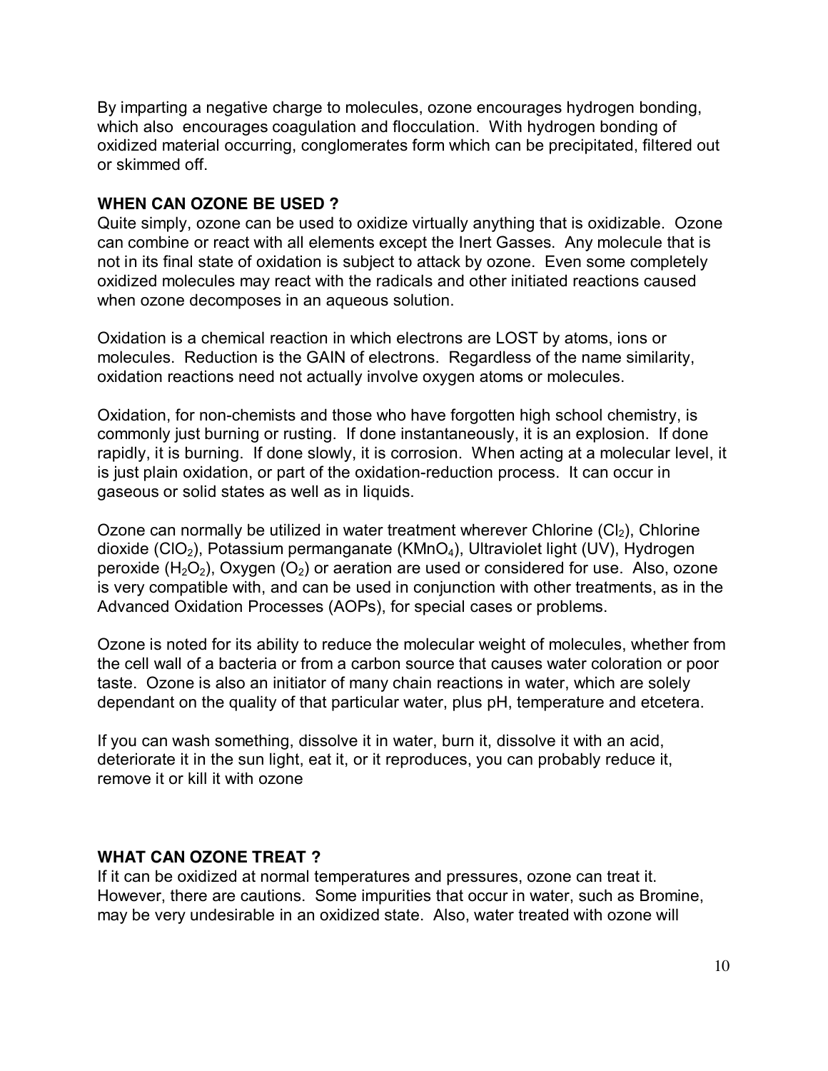By imparting a negative charge to molecules, ozone encourages hydrogen bonding, which also encourages coagulation and flocculation. With hydrogen bonding of oxidized material occurring, conglomerates form which can be precipitated, filtered out or skimmed off.

**WHEN CAN OZONE BE USED ?**

Quite simply, ozone can be used to oxidize virtually anything that is oxidizable. Ozone can combine or react with all elements except the Inert Gasses. Any molecule that is not in its final state of oxidation is subject to attack by ozone. Even some completely oxidized molecules may react with the radicals and other initiated reactions caused when ozone decomposes in an aqueous solution.

Oxidation is a chemical reaction in which electrons are LOST by atoms, ions or molecules. Reduction is the GAIN of electrons. Regardless of the name similarity, oxidation reactions need not actually involve oxygen atoms or molecules.

Oxidation, for non-chemists and those who have forgotten high school chemistry, is commonly just burning or rusting. If done instantaneously, it is an explosion. If done rapidly, it is burning. If done slowly, it is corrosion. When acting at a molecular level, it is just plain oxidation, or part of the oxidation-reduction process. It can occur in gaseous or solid states as well as in liquids.

Ozone can normally be utilized in water treatment wherever Chlorine ($Cl_2$), Chlorine dioxide ($ClO_2$), Potassium permanganate ($KMnO_4$), Ultraviolet light (UV), Hydrogen peroxide ($H_2O_2$), Oxygen ($O_2$) or aeration are used or considered for use. Also, ozone is very compatible with, and can be used in conjunction with other treatments, as in the Advanced Oxidation Processes (AOPs), for special cases or problems.

Ozone is noted for its ability to reduce the molecular weight of molecules, whether from the cell wall of a bacteria or from a carbon source that causes water coloration or poor taste. Ozone is also an initiator of many chain reactions in water, which are solely dependant on the quality of that particular water, plus pH, temperature and etcetera.

If you can wash something, dissolve it in water, burn it, dissolve it with an acid, deteriorate it in the sun light, eat it, or it reproduces, you can probably reduce it, remove it or kill it with ozone

**WHAT CAN OZONE TREAT ?**

If it can be oxidized at normal temperatures and pressures, ozone can treat it. However, there are cautions. Some impurities that occur in water, such as Bromine, may be very undesirable in an oxidized state. Also, water treated with ozone will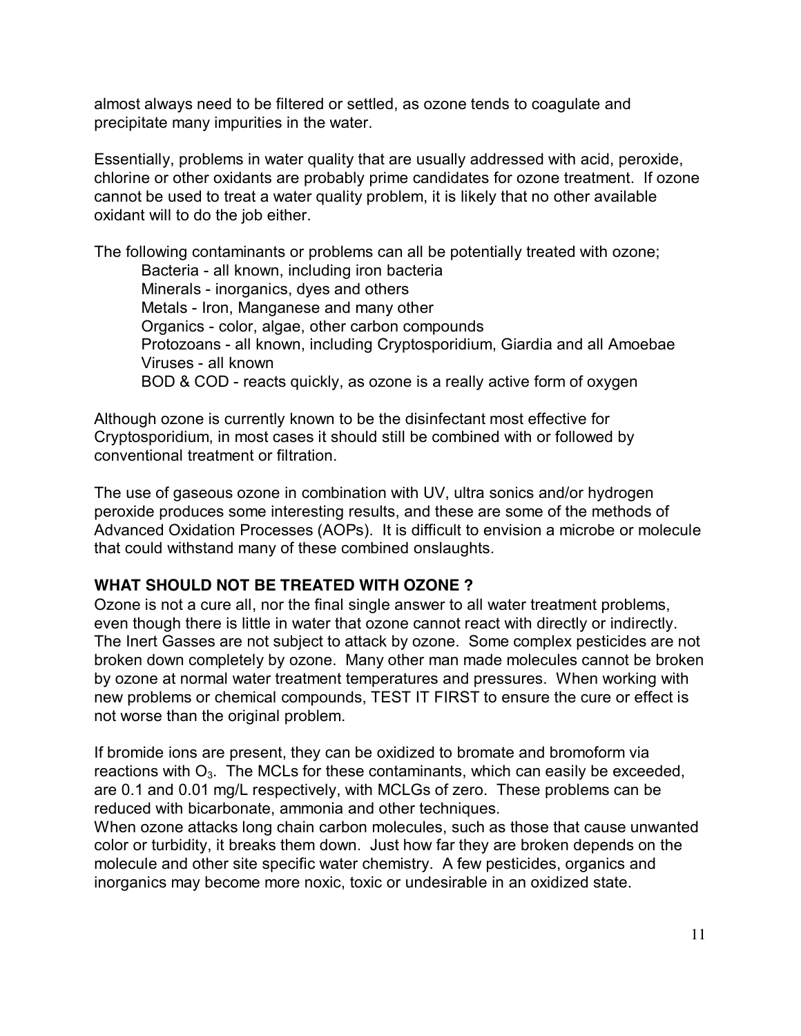almost always need to be filtered or settled, as ozone tends to coagulate and precipitate many impurities in the water.

Essentially, problems in water quality that are usually addressed with acid, peroxide, chlorine or other oxidants are probably prime candidates for ozone treatment. If ozone cannot be used to treat a water quality problem, it is likely that no other available oxidant will to do the job either.

The following contaminants or problems can all be potentially treated with ozone;

- Bacteria - all known, including iron bacteria
- Minerals - inorganics, dyes and others
- Metals - Iron, Manganese and many other
- Organics - color, algae, other carbon compounds
- Protozoans - all known, including Cryptosporidium, Giardia and all Amoebae
- Viruses - all known
- BOD & COD - reacts quickly, as ozone is a really active form of oxygen

Although ozone is currently known to be the disinfectant most effective for Cryptosporidium, in most cases it should still be combined with or followed by conventional treatment or filtration.

The use of gaseous ozone in combination with UV, ultra sonics and/or hydrogen peroxide produces some interesting results, and these are some of the methods of Advanced Oxidation Processes (AOPs). It is difficult to envision a microbe or molecule that could withstand many of these combined onslaughts.

## WHAT SHOULD NOT BE TREATED WITH OZONE ?

Ozone is not a cure all, nor the final single answer to all water treatment problems, even though there is little in water that ozone cannot react with directly or indirectly. The Inert Gasses are not subject to attack by ozone. Some complex pesticides are not broken down completely by ozone. Many other man made molecules cannot be broken by ozone at normal water treatment temperatures and pressures. When working with new problems or chemical compounds, TEST IT FIRST to ensure the cure or effect is not worse than the original problem.

If bromide ions are present, they can be oxidized to bromate and bromoform via reactions with $O_3$. The MCLs for these contaminants, which can easily be exceeded, are 0.1 and 0.01 mg/L respectively, with MCLGs of zero. These problems can be reduced with bicarbonate, ammonia and other techniques.

When ozone attacks long chain carbon molecules, such as those that cause unwanted color or turbidity, it breaks them down. Just how far they are broken depends on the molecule and other site specific water chemistry. A few pesticides, organics and inorganics may become more noxic, toxic or undesirable in an oxidized state.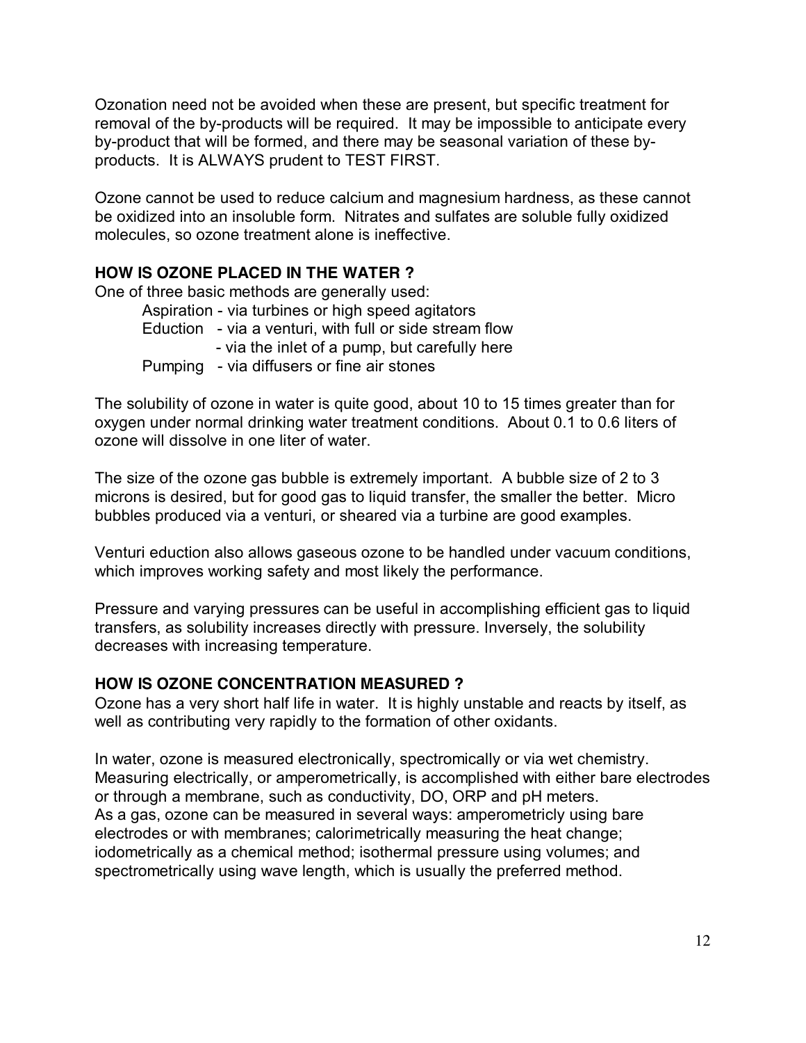Ozonation need not be avoided when these are present, but specific treatment for removal of the by-products will be required. It may be impossible to anticipate every by-product that will be formed, and there may be seasonal variation of these by-products. It is ALWAYS prudent to TEST FIRST.

Ozone cannot be used to reduce calcium and magnesium hardness, as these cannot be oxidized into an insoluble form. Nitrates and sulfates are soluble fully oxidized molecules, so ozone treatment alone is ineffective.

**HOW IS OZONE PLACED IN THE WATER ?**

One of three basic methods are generally used:

- Aspiration - via turbines or high speed agitators
- Eduction - via a venturi, with full or side stream flow
  - via the inlet of a pump, but carefully here
- Pumping - via diffusers or fine air stones

The solubility of ozone in water is quite good, about 10 to 15 times greater than for oxygen under normal drinking water treatment conditions. About 0.1 to 0.6 liters of ozone will dissolve in one liter of water.

The size of the ozone gas bubble is extremely important. A bubble size of 2 to 3 microns is desired, but for good gas to liquid transfer, the smaller the better. Micro bubbles produced via a venturi, or sheared via a turbine are good examples.

Venturi eduction also allows gaseous ozone to be handled under vacuum conditions, which improves working safety and most likely the performance.

Pressure and varying pressures can be useful in accomplishing efficient gas to liquid transfers, as solubility increases directly with pressure. Inversely, the solubility decreases with increasing temperature.

**HOW IS OZONE CONCENTRATION MEASURED ?**

Ozone has a very short half life in water. It is highly unstable and reacts by itself, as well as contributing very rapidly to the formation of other oxidants.

In water, ozone is measured electronically, spectromically or via wet chemistry. Measuring electrically, or amperometrically, is accomplished with either bare electrodes or through a membrane, such as conductivity, DO, ORP and pH meters.
As a gas, ozone can be measured in several ways: amperometricly using bare electrodes or with membranes; calorimetrically measuring the heat change; iodometrically as a chemical method; isothermal pressure using volumes; and spectrometrically using wave length, which is usually the preferred method.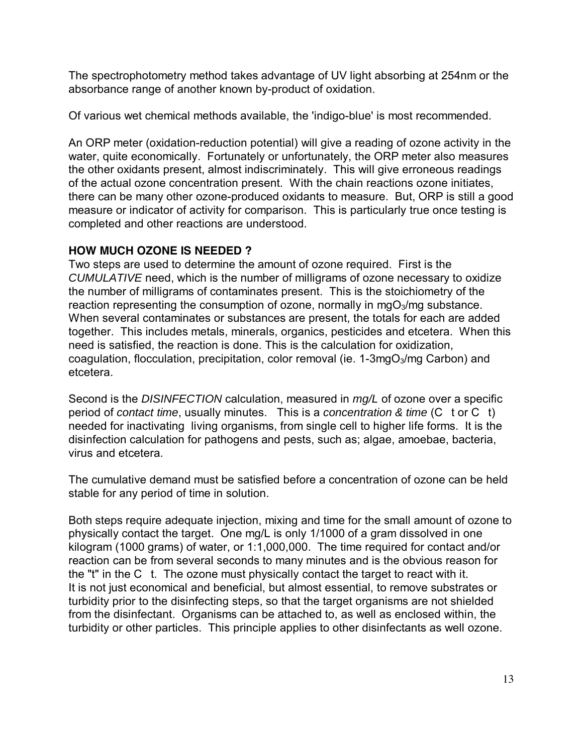The spectrophotometry method takes advantage of UV light absorbing at 254nm or the absorbance range of another known by-product of oxidation.

Of various wet chemical methods available, the 'indigo-blue' is most recommended.

An ORP meter (oxidation-reduction potential) will give a reading of ozone activity in the water, quite economically. Fortunately or unfortunately, the ORP meter also measures the other oxidants present, almost indiscriminately. This will give erroneous readings of the actual ozone concentration present. With the chain reactions ozone initiates, there can be many other ozone-produced oxidants to measure. But, ORP is still a good measure or indicator of activity for comparison. This is particularly true once testing is completed and other reactions are understood.

## HOW MUCH OZONE IS NEEDED ?

Two steps are used to determine the amount of ozone required. First is the *CUMULATIVE* need, which is the number of milligrams of ozone necessary to oxidize the number of milligrams of contaminates present. This is the stoichiometry of the reaction representing the consumption of ozone, normally in $mgO_3$/mg substance. When several contaminates or substances are present, the totals for each are added together. This includes metals, minerals, organics, pesticides and etcetera. When this need is satisfied, the reaction is done. This is the calculation for oxidization, coagulation, flocculation, precipitation, color removal (ie. 1-3$mgO_3$/mg Carbon) and etcetera.

Second is the *DISINFECTION* calculation, measured in *mg/L* of ozone over a specific period of *contact time*, usually minutes. This is a *concentration & time* (C t or C t) needed for inactivating living organisms, from single cell to higher life forms. It is the disinfection calculation for pathogens and pests, such as; algae, amoebae, bacteria, virus and etcetera.

The cumulative demand must be satisfied before a concentration of ozone can be held stable for any period of time in solution.

Both steps require adequate injection, mixing and time for the small amount of ozone to physically contact the target. One mg/L is only 1/1000 of a gram dissolved in one kilogram (1000 grams) of water, or 1:1,000,000. The time required for contact and/or reaction can be from several seconds to many minutes and is the obvious reason for the "t" in the C t. The ozone must physically contact the target to react with it.
It is not just economical and beneficial, but almost essential, to remove substrates or turbidity prior to the disinfecting steps, so that the target organisms are not shielded from the disinfectant. Organisms can be attached to, as well as enclosed within, the turbidity or other particles. This principle applies to other disinfectants as well ozone.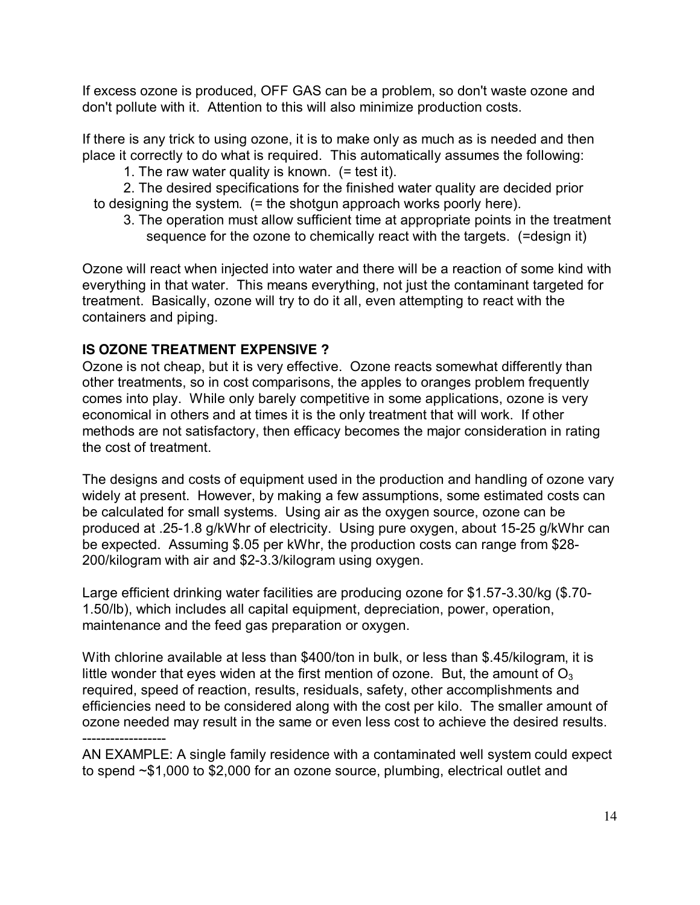If excess ozone is produced, OFF GAS can be a problem, so don't waste ozone and don't pollute with it. Attention to this will also minimize production costs.

If there is any trick to using ozone, it is to make only as much as is needed and then place it correctly to do what is required. This automatically assumes the following:

1. The raw water quality is known. (= test it).
2. The desired specifications for the finished water quality are decided prior to designing the system. (= the shotgun approach works poorly here).
3. The operation must allow sufficient time at appropriate points in the treatment sequence for the ozone to chemically react with the targets. (=design it)

Ozone will react when injected into water and there will be a reaction of some kind with everything in that water. This means everything, not just the contaminant targeted for treatment. Basically, ozone will try to do it all, even attempting to react with the containers and piping.

**IS OZONE TREATMENT EXPENSIVE ?**

Ozone is not cheap, but it is very effective. Ozone reacts somewhat differently than other treatments, so in cost comparisons, the apples to oranges problem frequently comes into play. While only barely competitive in some applications, ozone is very economical in others and at times it is the only treatment that will work. If other methods are not satisfactory, then efficacy becomes the major consideration in rating the cost of treatment.

The designs and costs of equipment used in the production and handling of ozone vary widely at present. However, by making a few assumptions, some estimated costs can be calculated for small systems. Using air as the oxygen source, ozone can be produced at .25-1.8 g/kWhr of electricity. Using pure oxygen, about 15-25 g/kWhr can be expected. Assuming $.05 per kWhr, the production costs can range from $28-200/kilogram with air and $2-3.3/kilogram using oxygen.

Large efficient drinking water facilities are producing ozone for $1.57-3.30/kg ($.70-1.50/lb), which includes all capital equipment, depreciation, power, operation, maintenance and the feed gas preparation or oxygen.

With chlorine available at less than $400/ton in bulk, or less than $.45/kilogram, it is little wonder that eyes widen at the first mention of ozone. But, the amount of $O_3$ required, speed of reaction, results, residuals, safety, other accomplishments and efficiencies need to be considered along with the cost per kilo. The smaller amount of ozone needed may result in the same or even less cost to achieve the desired results.

------------------

AN EXAMPLE: A single family residence with a contaminated well system could expect to spend ~$1,000 to $2,000 for an ozone source, plumbing, electrical outlet and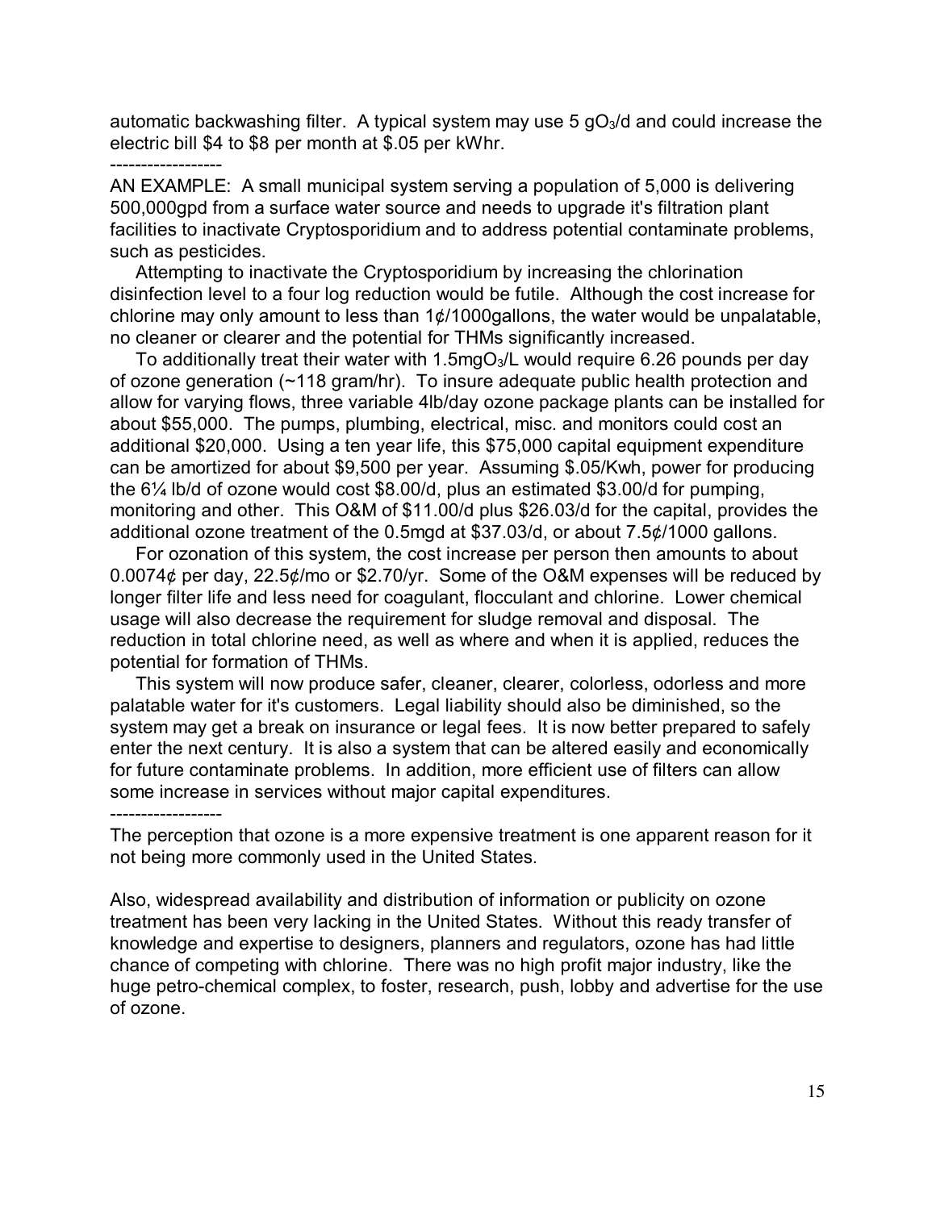automatic backwashing filter. A typical system may use 5 $gO_3$/d and could increase the electric bill \$4 to \$8 per month at \$.05 per kWhr.

------------------

AN EXAMPLE: A small municipal system serving a population of 5,000 is delivering 500,000gpd from a surface water source and needs to upgrade it's filtration plant facilities to inactivate Cryptosporidium and to address potential contaminate problems, such as pesticides.

Attempting to inactivate the Cryptosporidium by increasing the chlorination disinfection level to a four log reduction would be futile. Although the cost increase for chlorine may only amount to less than 1¢/1000gallons, the water would be unpalatable, no cleaner or clearer and the potential for THMs significantly increased.

To additionally treat their water with 1.5mg$O_3$/L would require 6.26 pounds per day of ozone generation (~118 gram/hr). To insure adequate public health protection and allow for varying flows, three variable 4lb/day ozone package plants can be installed for about \$55,000. The pumps, plumbing, electrical, misc. and monitors could cost an additional \$20,000. Using a ten year life, this \$75,000 capital equipment expenditure can be amortized for about \$9,500 per year. Assuming \$.05/Kwh, power for producing the 6¼ lb/d of ozone would cost \$8.00/d, plus an estimated \$3.00/d for pumping, monitoring and other. This O&M of \$11.00/d plus \$26.03/d for the capital, provides the additional ozone treatment of the 0.5mgd at \$37.03/d, or about 7.5¢/1000 gallons.

For ozonation of this system, the cost increase per person then amounts to about 0.0074¢ per day, 22.5¢/mo or \$2.70/yr. Some of the O&M expenses will be reduced by longer filter life and less need for coagulant, flocculant and chlorine. Lower chemical usage will also decrease the requirement for sludge removal and disposal. The reduction in total chlorine need, as well as where and when it is applied, reduces the potential for formation of THMs.

This system will now produce safer, cleaner, clearer, colorless, odorless and more palatable water for it's customers. Legal liability should also be diminished, so the system may get a break on insurance or legal fees. It is now better prepared to safely enter the next century. It is also a system that can be altered easily and economically for future contaminate problems. In addition, more efficient use of filters can allow some increase in services without major capital expenditures.

------------------

The perception that ozone is a more expensive treatment is one apparent reason for it not being more commonly used in the United States.

Also, widespread availability and distribution of information or publicity on ozone treatment has been very lacking in the United States. Without this ready transfer of knowledge and expertise to designers, planners and regulators, ozone has had little chance of competing with chlorine. There was no high profit major industry, like the huge petro-chemical complex, to foster, research, push, lobby and advertise for the use of ozone.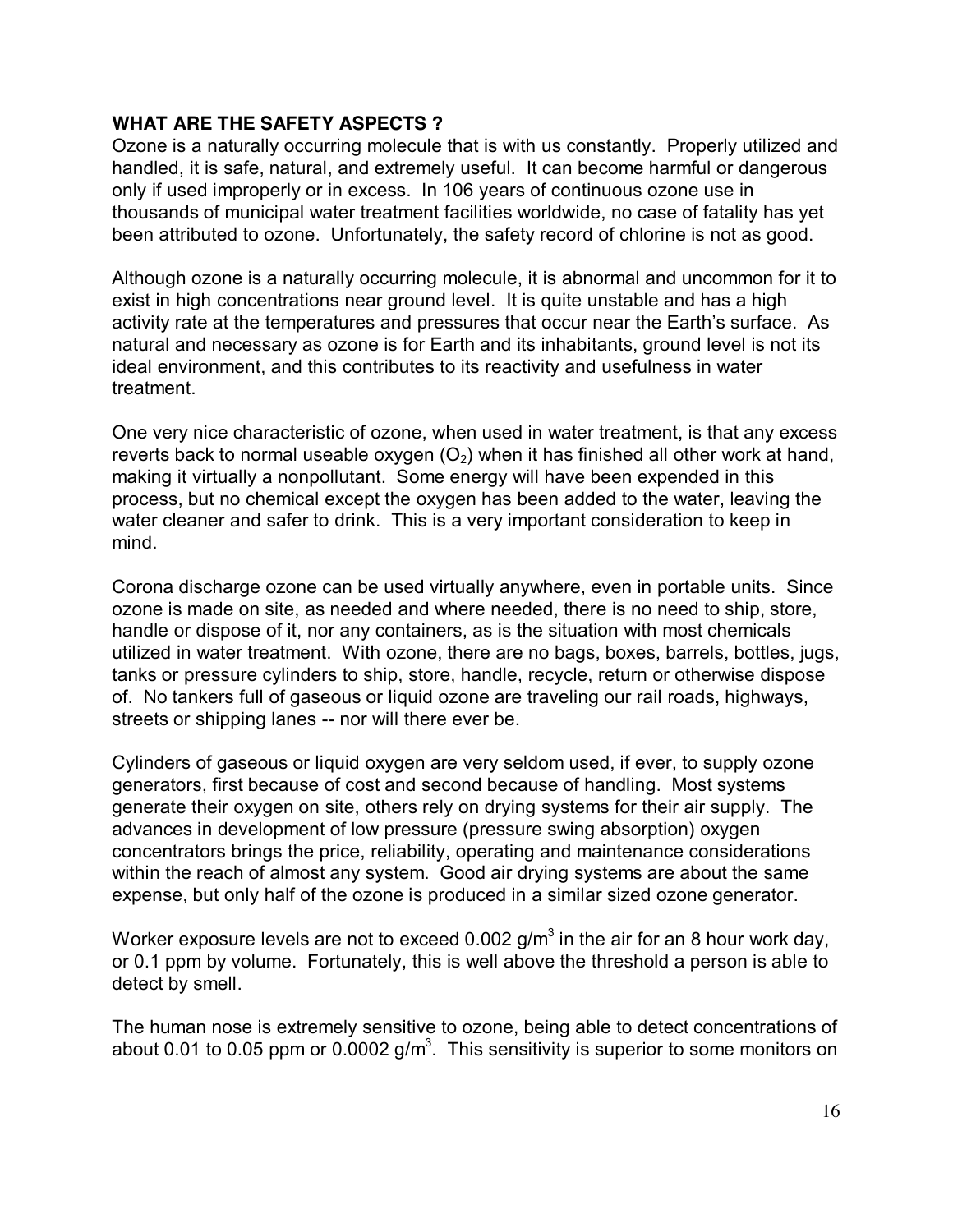**WHAT ARE THE SAFETY ASPECTS ?**

Ozone is a naturally occurring molecule that is with us constantly. Properly utilized and handled, it is safe, natural, and extremely useful. It can become harmful or dangerous only if used improperly or in excess. In 106 years of continuous ozone use in thousands of municipal water treatment facilities worldwide, no case of fatality has yet been attributed to ozone. Unfortunately, the safety record of chlorine is not as good.

Although ozone is a naturally occurring molecule, it is abnormal and uncommon for it to exist in high concentrations near ground level. It is quite unstable and has a high activity rate at the temperatures and pressures that occur near the Earth's surface. As natural and necessary as ozone is for Earth and its inhabitants, ground level is not its ideal environment, and this contributes to its reactivity and usefulness in water treatment.

One very nice characteristic of ozone, when used in water treatment, is that any excess reverts back to normal useable oxygen ($O_2$) when it has finished all other work at hand, making it virtually a nonpollutant. Some energy will have been expended in this process, but no chemical except the oxygen has been added to the water, leaving the water cleaner and safer to drink. This is a very important consideration to keep in mind.

Corona discharge ozone can be used virtually anywhere, even in portable units. Since ozone is made on site, as needed and where needed, there is no need to ship, store, handle or dispose of it, nor any containers, as is the situation with most chemicals utilized in water treatment. With ozone, there are no bags, boxes, barrels, bottles, jugs, tanks or pressure cylinders to ship, store, handle, recycle, return or otherwise dispose of. No tankers full of gaseous or liquid ozone are traveling our rail roads, highways, streets or shipping lanes -- nor will there ever be.

Cylinders of gaseous or liquid oxygen are very seldom used, if ever, to supply ozone generators, first because of cost and second because of handling. Most systems generate their oxygen on site, others rely on drying systems for their air supply. The advances in development of low pressure (pressure swing absorption) oxygen concentrators brings the price, reliability, operating and maintenance considerations within the reach of almost any system. Good air drying systems are about the same expense, but only half of the ozone is produced in a similar sized ozone generator.

Worker exposure levels are not to exceed 0.002 g/m$^3$ in the air for an 8 hour work day, or 0.1 ppm by volume. Fortunately, this is well above the threshold a person is able to detect by smell.

The human nose is extremely sensitive to ozone, being able to detect concentrations of about 0.01 to 0.05 ppm or 0.0002 g/m$^3$. This sensitivity is superior to some monitors on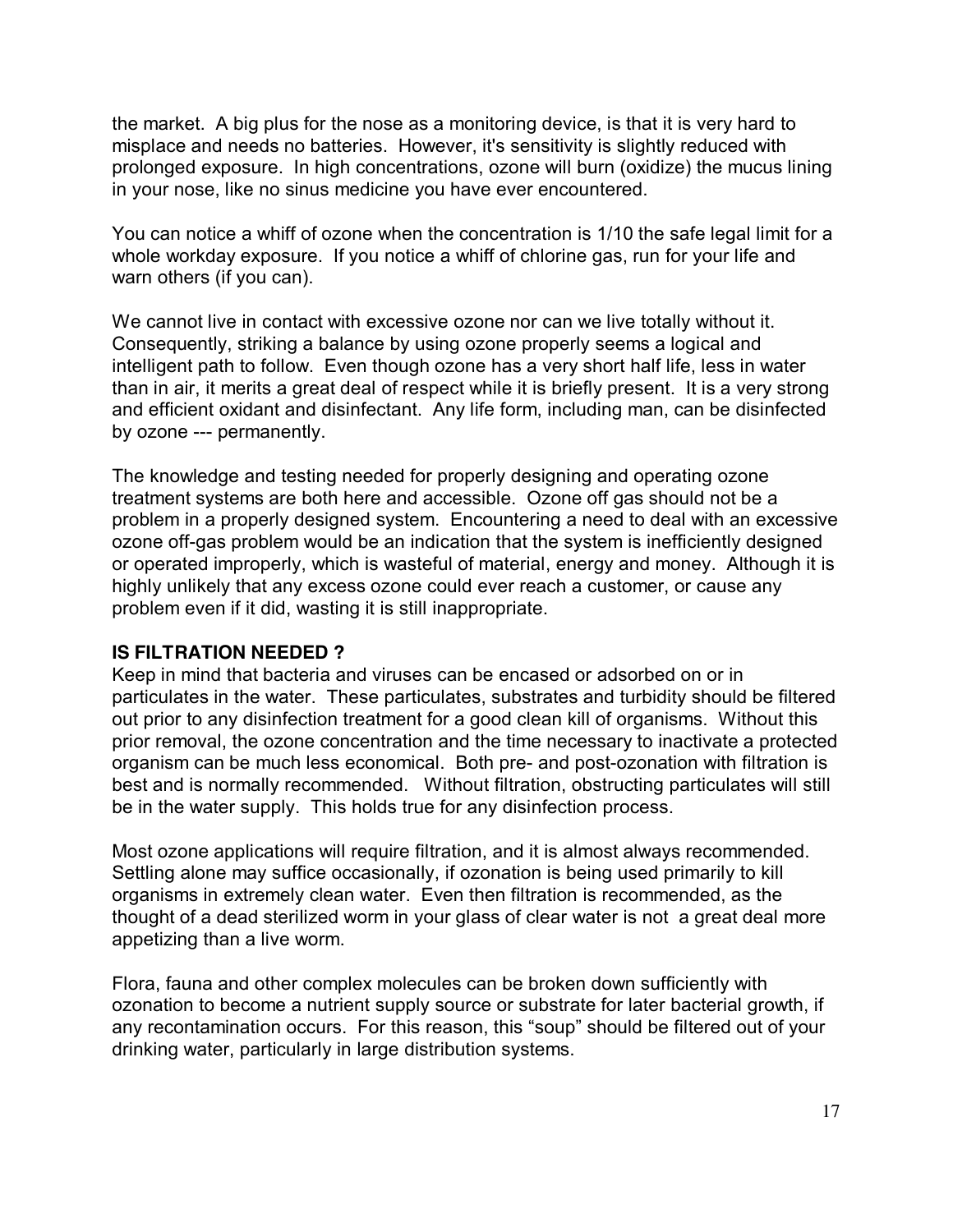the market. A big plus for the nose as a monitoring device, is that it is very hard to misplace and needs no batteries. However, it's sensitivity is slightly reduced with prolonged exposure. In high concentrations, ozone will burn (oxidize) the mucus lining in your nose, like no sinus medicine you have ever encountered.

You can notice a whiff of ozone when the concentration is 1/10 the safe legal limit for a whole workday exposure. If you notice a whiff of chlorine gas, run for your life and warn others (if you can).

We cannot live in contact with excessive ozone nor can we live totally without it. Consequently, striking a balance by using ozone properly seems a logical and intelligent path to follow. Even though ozone has a very short half life, less in water than in air, it merits a great deal of respect while it is briefly present. It is a very strong and efficient oxidant and disinfectant. Any life form, including man, can be disinfected by ozone --- permanently.

The knowledge and testing needed for properly designing and operating ozone treatment systems are both here and accessible. Ozone off gas should not be a problem in a properly designed system. Encountering a need to deal with an excessive ozone off-gas problem would be an indication that the system is inefficiently designed or operated improperly, which is wasteful of material, energy and money. Although it is highly unlikely that any excess ozone could ever reach a customer, or cause any problem even if it did, wasting it is still inappropriate.

**IS FILTRATION NEEDED ?**

Keep in mind that bacteria and viruses can be encased or adsorbed on or in particulates in the water. These particulates, substrates and turbidity should be filtered out prior to any disinfection treatment for a good clean kill of organisms. Without this prior removal, the ozone concentration and the time necessary to inactivate a protected organism can be much less economical. Both pre- and post-ozonation with filtration is best and is normally recommended. Without filtration, obstructing particulates will still be in the water supply. This holds true for any disinfection process.

Most ozone applications will require filtration, and it is almost always recommended. Settling alone may suffice occasionally, if ozonation is being used primarily to kill organisms in extremely clean water. Even then filtration is recommended, as the thought of a dead sterilized worm in your glass of clear water is not a great deal more appetizing than a live worm.

Flora, fauna and other complex molecules can be broken down sufficiently with ozonation to become a nutrient supply source or substrate for later bacterial growth, if any recontamination occurs. For this reason, this "soup" should be filtered out of your drinking water, particularly in large distribution systems.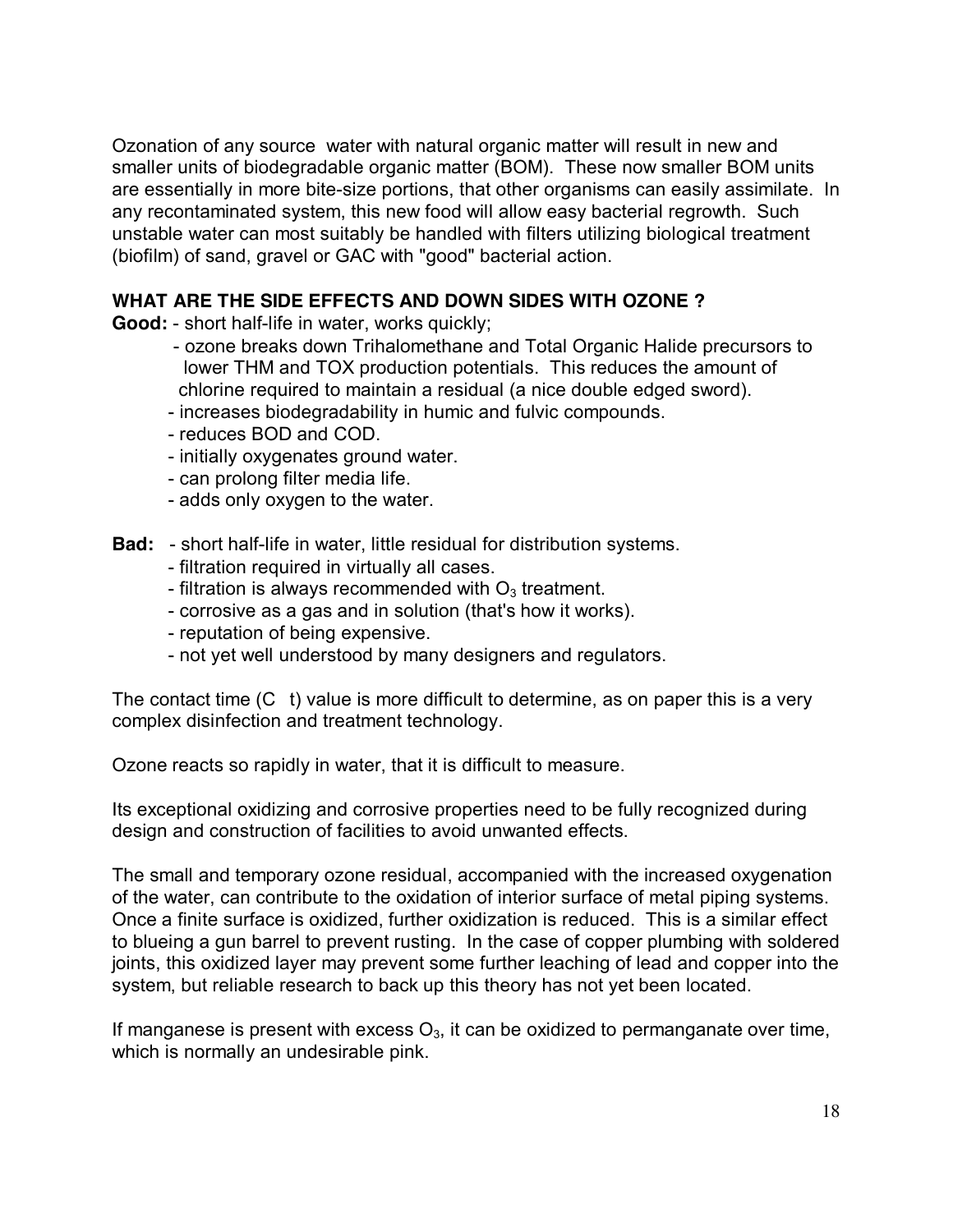Ozonation of any source water with natural organic matter will result in new and smaller units of biodegradable organic matter (BOM). These now smaller BOM units are essentially in more bite-size portions, that other organisms can easily assimilate. In any recontaminated system, this new food will allow easy bacterial regrowth. Such unstable water can most suitably be handled with filters utilizing biological treatment (biofilm) of sand, gravel or GAC with "good" bacterial action.

**WHAT ARE THE SIDE EFFECTS AND DOWN SIDES WITH OZONE ?**

**Good:**
- short half-life in water, works quickly;
- ozone breaks down Trihalomethane and Total Organic Halide precursors to lower THM and TOX production potentials. This reduces the amount of chlorine required to maintain a residual (a nice double edged sword).
- increases biodegradability in humic and fulvic compounds.
- reduces BOD and COD.
- initially oxygenates ground water.
- can prolong filter media life.
- adds only oxygen to the water.

**Bad:**
- short half-life in water, little residual for distribution systems.
- filtration required in virtually all cases.
- filtration is always recommended with $O_3$ treatment.
- corrosive as a gas and in solution (that's how it works).
- reputation of being expensive.
- not yet well understood by many designers and regulators.

The contact time (C t) value is more difficult to determine, as on paper this is a very complex disinfection and treatment technology.

Ozone reacts so rapidly in water, that it is difficult to measure.

Its exceptional oxidizing and corrosive properties need to be fully recognized during design and construction of facilities to avoid unwanted effects.

The small and temporary ozone residual, accompanied with the increased oxygenation of the water, can contribute to the oxidation of interior surface of metal piping systems. Once a finite surface is oxidized, further oxidization is reduced. This is a similar effect to blueing a gun barrel to prevent rusting. In the case of copper plumbing with soldered joints, this oxidized layer may prevent some further leaching of lead and copper into the system, but reliable research to back up this theory has not yet been located.

If manganese is present with excess $O_3$, it can be oxidized to permanganate over time, which is normally an undesirable pink.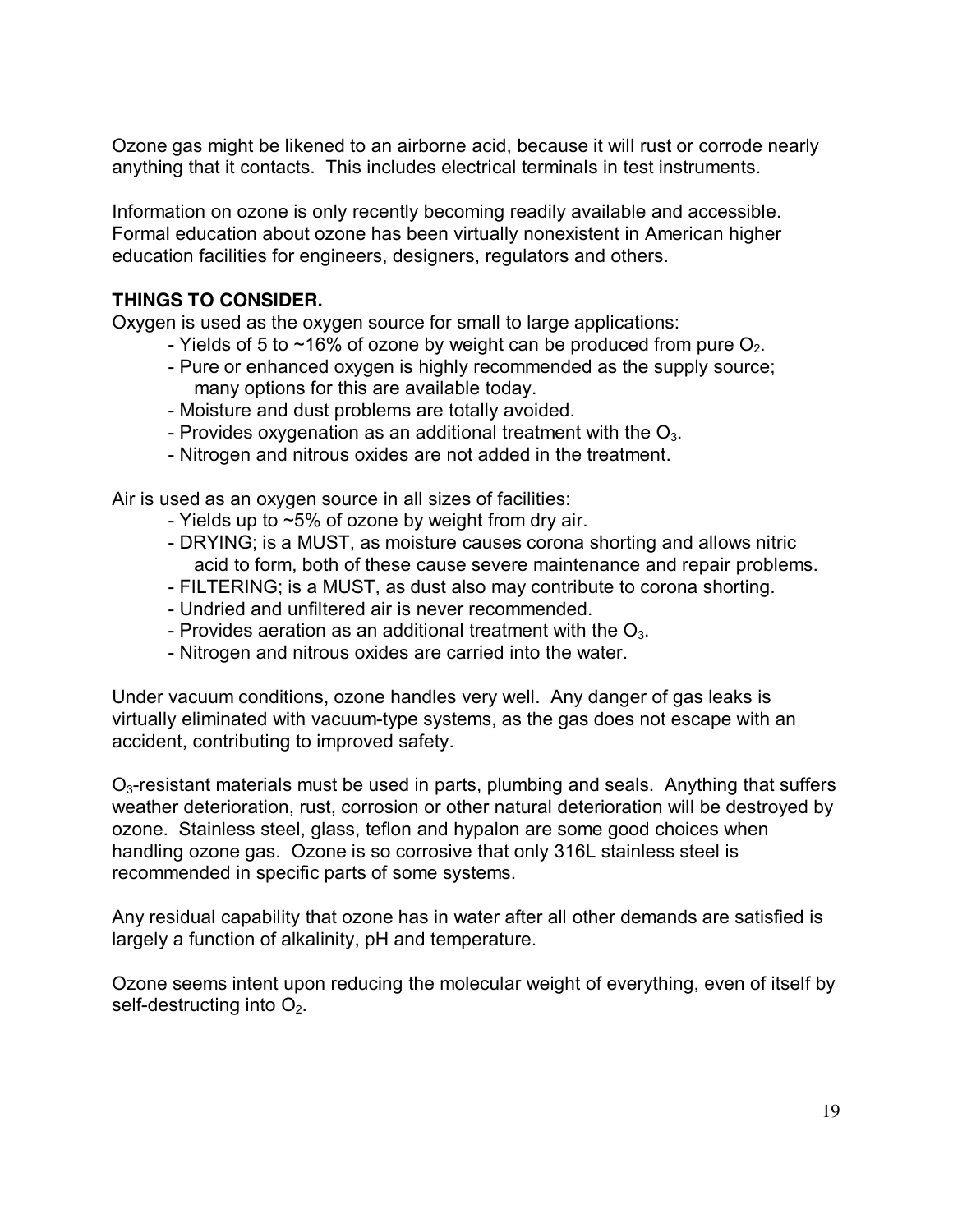Ozone gas might be likened to an airborne acid, because it will rust or corrode nearly anything that it contacts. This includes electrical terminals in test instruments.

Information on ozone is only recently becoming readily available and accessible. Formal education about ozone has been virtually nonexistent in American higher education facilities for engineers, designers, regulators and others.

**THINGS TO CONSIDER.**

Oxygen is used as the oxygen source for small to large applications:

- Yields of 5 to ~16% of ozone by weight can be produced from pure $O_2$.
- Pure or enhanced oxygen is highly recommended as the supply source; many options for this are available today.
- Moisture and dust problems are totally avoided.
- Provides oxygenation as an additional treatment with the $O_3$.
- Nitrogen and nitrous oxides are not added in the treatment.

Air is used as an oxygen source in all sizes of facilities:

- Yields up to ~5% of ozone by weight from dry air.
- DRYING; is a MUST, as moisture causes corona shorting and allows nitric acid to form, both of these cause severe maintenance and repair problems.
- FILTERING; is a MUST, as dust also may contribute to corona shorting.
- Undried and unfiltered air is never recommended.
- Provides aeration as an additional treatment with the $O_3$.
- Nitrogen and nitrous oxides are carried into the water.

Under vacuum conditions, ozone handles very well. Any danger of gas leaks is virtually eliminated with vacuum-type systems, as the gas does not escape with an accident, contributing to improved safety.

$O_3$-resistant materials must be used in parts, plumbing and seals. Anything that suffers weather deterioration, rust, corrosion or other natural deterioration will be destroyed by ozone. Stainless steel, glass, teflon and hypalon are some good choices when handling ozone gas. Ozone is so corrosive that only 316L stainless steel is recommended in specific parts of some systems.

Any residual capability that ozone has in water after all other demands are satisfied is largely a function of alkalinity, pH and temperature.

Ozone seems intent upon reducing the molecular weight of everything, even of itself by self-destructing into $O_2$.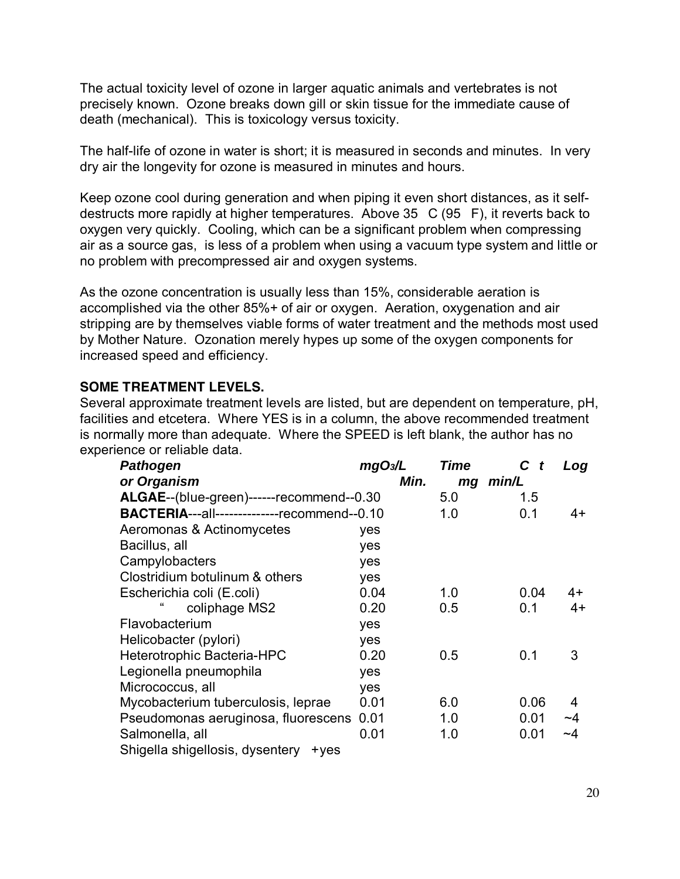The actual toxicity level of ozone in larger aquatic animals and vertebrates is not precisely known. Ozone breaks down gill or skin tissue for the immediate cause of death (mechanical). This is toxicology versus toxicity.

The half-life of ozone in water is short; it is measured in seconds and minutes. In very dry air the longevity for ozone is measured in minutes and hours.

Keep ozone cool during generation and when piping it even short distances, as it self-destructs more rapidly at higher temperatures. Above 35 C (95 F), it reverts back to oxygen very quickly. Cooling, which can be a significant problem when compressing air as a source gas, is less of a problem when using a vacuum type system and little or no problem with precompressed air and oxygen systems.

As the ozone concentration is usually less than 15%, considerable aeration is accomplished via the other 85%+ of air or oxygen. Aeration, oxygenation and air stripping are by themselves viable forms of water treatment and the methods most used by Mother Nature. Ozonation merely hypes up some of the oxygen components for increased speed and efficiency.

**SOME TREATMENT LEVELS.**

Several approximate treatment levels are listed, but are dependent on temperature, pH, facilities and etcetera. Where YES is in a column, the above recommended treatment is normally more than adequate. Where the SPEED is left blank, the author has no experience or reliable data.

| ***Pathogen or Organism*** | ***$mgO_3/L$*** | ***Time Min.*** | ***C t mg min/L*** | ***Log*** |
|---|---|---|---|---|
| **ALGAE**--(blue-green)------recommend--0.30 | | 5.0 | 1.5 | |
| **BACTERIA**---all--------------recommend--0.10 | | 1.0 | 0.1 | 4+ |
| Aeromonas & Actinomycetes | yes | | | |
| Bacillus, all | yes | | | |
| Campylobacters | yes | | | |
| Clostridium botulinum & others | yes | | | |
| Escherichia coli (E.coli) | 0.04 | 1.0 | 0.04 | 4+ |
| " coliphage MS2 | 0.20 | 0.5 | 0.1 | 4+ |
| Flavobacterium | yes | | | |
| Helicobacter (pylori) | yes | | | |
| Heterotrophic Bacteria-HPC | 0.20 | 0.5 | 0.1 | 3 |
| Legionella pneumophila | yes | | | |
| Micrococcus, all | yes | | | |
| Mycobacterium tuberculosis, leprae | 0.01 | 6.0 | 0.06 | 4 |
| Pseudomonas aeruginosa, fluorescens | 0.01 | 1.0 | 0.01 | ~4 |
| Salmonella, all | 0.01 | 1.0 | 0.01 | ~4 |
| Shigella shigellosis, dysentery +yes | | | | |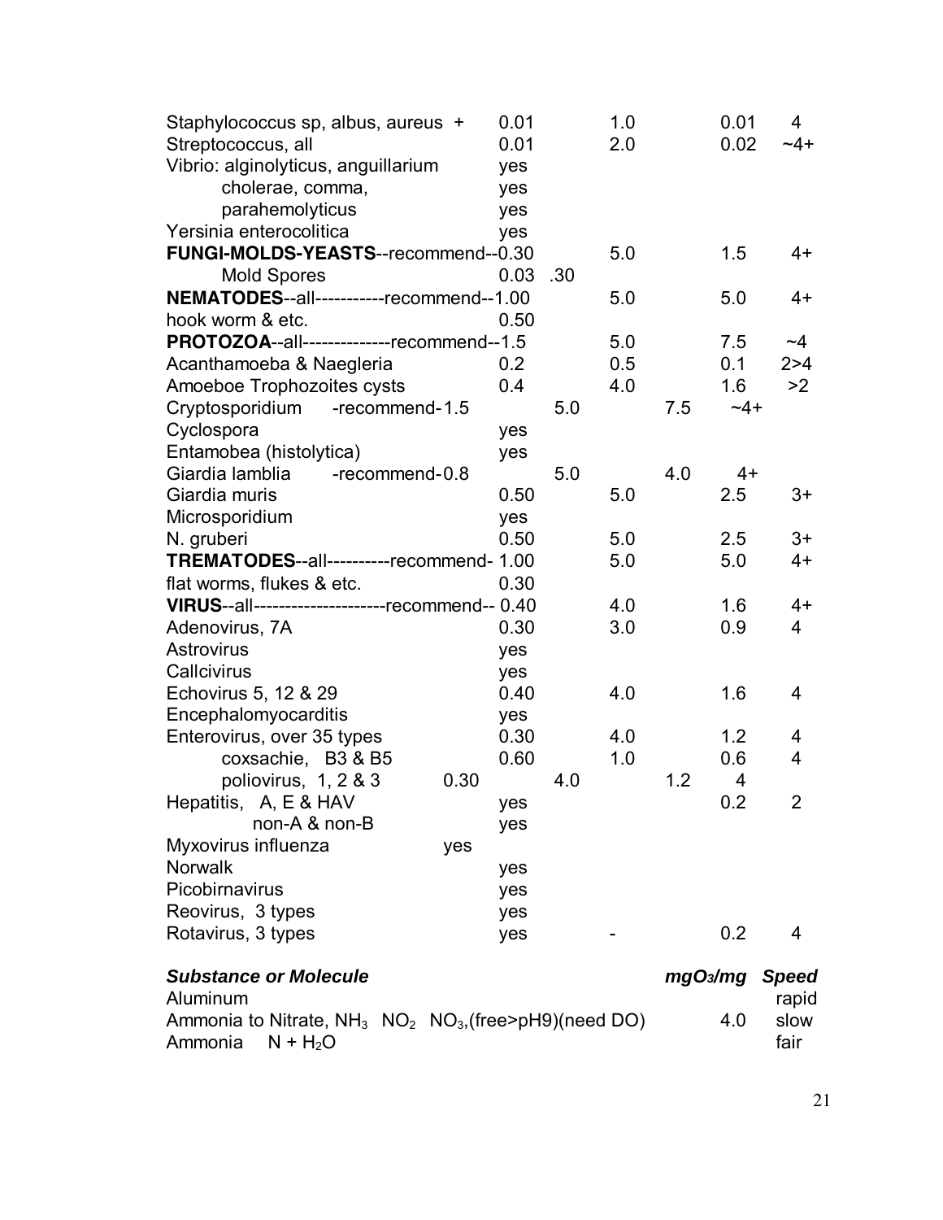| | | | | | | |
|---|---|---|---|---|---|---|
| Staphylococcus sp, albus, aureus + | 0.01 | | 1.0 | | 0.01 | 4 |
| Streptococcus, all | 0.01 | | 2.0 | | 0.02 | ~4+ |
| Vibrio: alginolyticus, anguillarium | yes | | | | | |
| cholerae, comma, | yes | | | | | |
| parahemolyticus | yes | | | | | |
| Yersinia enterocolitica | yes | | | | | |
| **FUNGI-MOLDS-YEASTS**--recommend--0.30 | | | 5.0 | | 1.5 | 4+ |
| Mold Spores | 0.03 | .30 | | | | |
| **NEMATODES**--all-----------recommend--1.00 | | | 5.0 | | 5.0 | 4+ |
| hook worm & etc. | 0.50 | | | | | |
| **PROTOZOA**--all--------------recommend--1.5 | | | 5.0 | | 7.5 | ~4 |
| Acanthamoeba & Naegleria | 0.2 | | 0.5 | | 0.1 | 2>4 |
| Amoeboe Trophozoites cysts | 0.4 | | 4.0 | | 1.6 | >2 |
| Cryptosporidium -recommend-1.5 | | 5.0 | | 7.5 | ~4+ | |
| Cyclospora | yes | | | | | |
| Entamobea (histolytica) | yes | | | | | |
| Giardia lamblia -recommend-0.8 | | 5.0 | | 4.0 | 4+ | |
| Giardia muris | 0.50 | | 5.0 | | 2.5 | 3+ |
| Microsporidium | yes | | | | | |
| N. gruberi | 0.50 | | 5.0 | | 2.5 | 3+ |
| **TREMATODES**--all----------recommend- 1.00 | | | 5.0 | | 5.0 | 4+ |
| flat worms, flukes & etc. | 0.30 | | | | | |
| **VIRUS**--all--------------------recommend-- 0.40 | | | 4.0 | | 1.6 | 4+ |
| Adenovirus, 7A | 0.30 | | 3.0 | | 0.9 | 4 |
| Astrovirus | yes | | | | | |
| Callcivirus | yes | | | | | |
| Echovirus 5, 12 & 29 | 0.40 | | 4.0 | | 1.6 | 4 |
| Encephalomyocarditis | yes | | | | | |
| Enterovirus, over 35 types | 0.30 | | 4.0 | | 1.2 | 4 |
| coxsachie, B3 & B5 | 0.60 | | 1.0 | | 0.6 | 4 |
| poliovirus, 1, 2 & 3 | 0.30 | 4.0 | | 1.2 | 4 | |
| Hepatitis, A, E & HAV | yes | | | | 0.2 | 2 |
| non-A & non-B | yes | | | | | |
| Myxovirus influenza | yes | | | | | |
| Norwalk | yes | | | | | |
| Picobirnavirus | yes | | | | | |
| Reovirus, 3 types | yes | | | | | |
| Rotavirus, 3 types | yes | | - | | 0.2 | 4 |

| ***Substance or Molecule*** | ***$mgO_3/mg$*** | ***Speed*** |
|---|---|---|
| Aluminum | | rapid |
| Ammonia to Nitrate, $NH_3$ $NO_2$ $NO_3$,(free>pH9)(need DO) | 4.0 | slow |
| Ammonia $N + H_2O$ | | fair |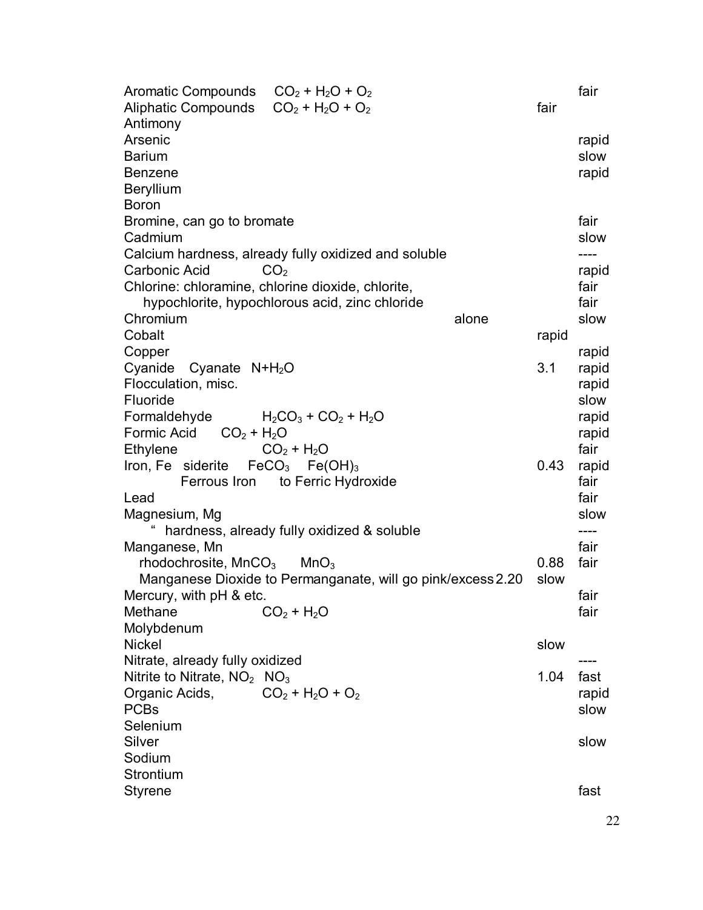| | | | | |
|---|---|---|---|---|
| Aromatic Compounds | $CO_2 + H_2O + O_2$ | | | fair |
| Aliphatic Compounds | $CO_2 + H_2O + O_2$ | | fair | |
| Antimony | | | | |
| Arsenic | | | | rapid |
| Barium | | | | slow |
| Benzene | | | | rapid |
| Beryllium | | | | |
| Boron | | | | |
| Bromine, can go to bromate | | | | fair |
| Cadmium | | | | slow |
| Calcium hardness, already fully oxidized and soluble | | | | ---- |
| Carbonic Acid | $CO_2$ | | | rapid |
| Chlorine: chloramine, chlorine dioxide, chlorite, | | | | fair |
| hypochlorite, hypochlorous acid, zinc chloride | | | | fair |
| Chromium | | alone | | slow |
| Cobalt | | | rapid | |
| Copper | | | | rapid |
| Cyanide Cyanate $N + H_2O$ | | | 3.1 | rapid |
| Flocculation, misc. | | | | rapid |
| Fluoride | | | | slow |
| Formaldehyde | $H_2CO_3 + CO_2 + H_2O$ | | | rapid |
| Formic Acid | $CO_2 + H_2O$ | | | rapid |
| Ethylene | $CO_2 + H_2O$ | | | fair |
| Iron, Fe siderite | $FeCO_3$ $Fe(OH)_3$ | | 0.43 | rapid |
| Ferrous Iron | to Ferric Hydroxide | | | fair |
| Lead | | | | fair |
| Magnesium, Mg | | | | slow |
| " hardness, already fully oxidized & soluble | | | | ---- |
| Manganese, Mn | | | | fair |
| rhodochrosite, $MnCO_3$ | $MnO_3$ | | 0.88 | fair |
| Manganese Dioxide to Permanganate, will go pink/excess | | | 2.20 | slow |
| Mercury, with pH & etc. | | | | fair |
| Methane | $CO_2 + H_2O$ | | | fair |
| Molybdenum | | | | |
| Nickel | | | slow | |
| Nitrate, already fully oxidized | | | | ---- |
| Nitrite to Nitrate, $NO_2$ $NO_3$ | | | 1.04 | fast |
| Organic Acids, | $CO_2 + H_2O + O_2$ | | | rapid |
| PCBs | | | | slow |
| Selenium | | | | |
| Silver | | | | slow |
| Sodium | | | | |
| Strontium | | | | |
| Styrene | | | | fast |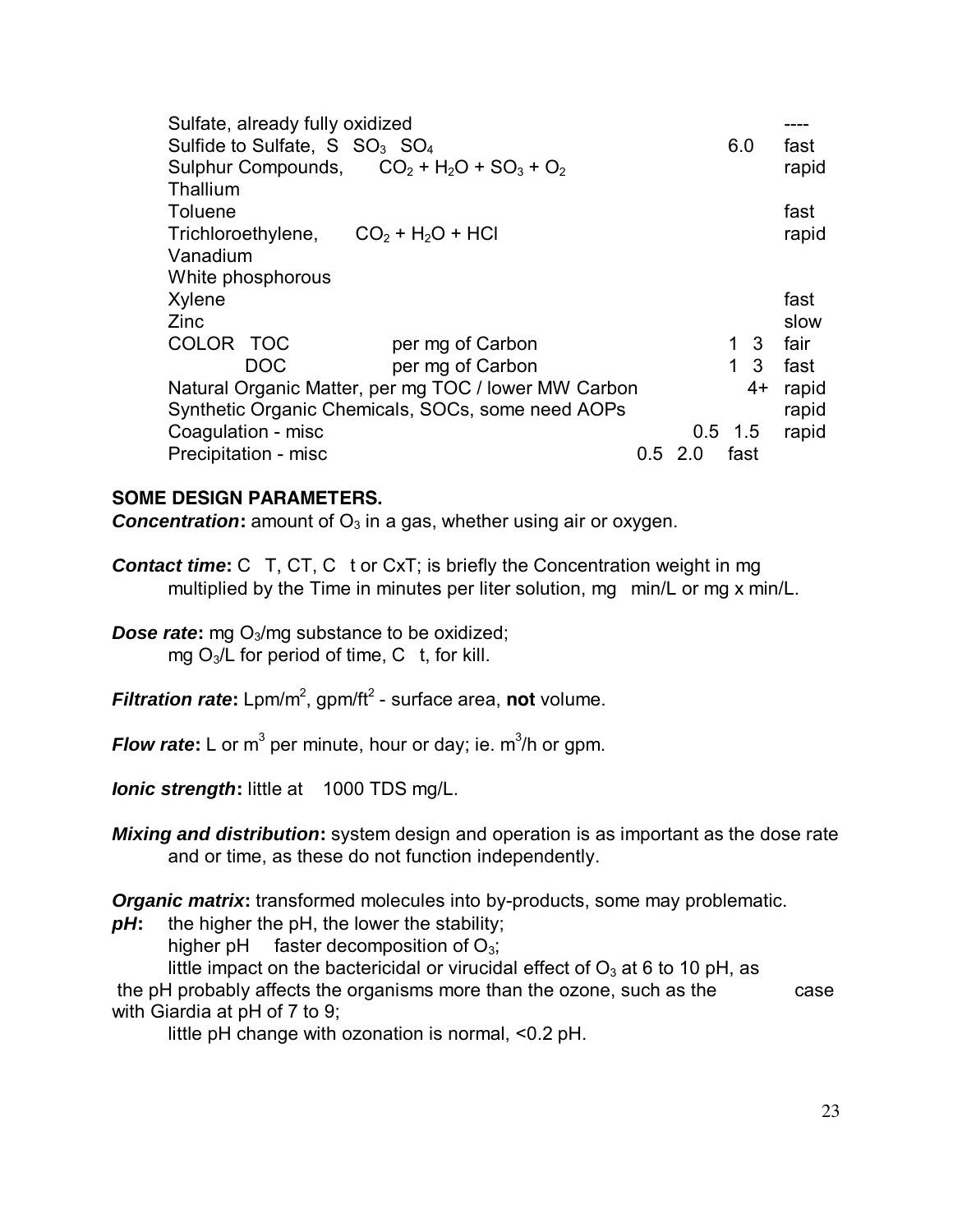| | | | | |
|---|---|---|---|---|
| Sulfate, already fully oxidized | | | | ---- |
| Sulfide to Sulfate, S $SO_3$ $SO_4$ | | | 6.0 | fast |
| Sulphur Compounds, | $CO_2 + H_2O + SO_3 + O_2$ | | | rapid |
| Thallium | | | | |
| Toluene | | | | fast |
| Trichloroethylene, | $CO_2 + H_2O + HCl$ | | | rapid |
| Vanadium | | | | |
| White phosphorous | | | | |
| Xylene | | | | fast |
| Zinc | | | | slow |
| COLOR TOC | per mg of Carbon | | 1 3 | fair |
| DOC | per mg of Carbon | | 1 3 | fast |
| Natural Organic Matter, per mg TOC / lower MW Carbon | | | 4+ | rapid |
| Synthetic Organic Chemicals, SOCs, some need AOPs | | | | rapid |
| Coagulation - misc | | | 0.5 1.5 | rapid |
| Precipitation - misc | | 0.5 2.0 | fast | |

**SOME DESIGN PARAMETERS.**

***Concentration*:** amount of $O_3$ in a gas, whether using air or oxygen.

***Contact time*:** C T, CT, C t or CxT; is briefly the Concentration weight in mg multiplied by the Time in minutes per liter solution, mg min/L or mg x min/L.

***Dose rate*:** mg $O_3$/mg substance to be oxidized; mg $O_3$/L for period of time, C t, for kill.

***Filtration rate*:** Lpm/m$^2$, gpm/ft$^2$ - surface area, **not** volume.

***Flow rate*:** L or m$^3$ per minute, hour or day; ie. m$^3$/h or gpm.

***Ionic strength*:** little at 1000 TDS mg/L.

***Mixing and distribution*:** system design and operation is as important as the dose rate and or time, as these do not function independently.

***Organic matrix*:** transformed molecules into by-products, some may problematic.

***pH*:** the higher the pH, the lower the stability;
higher pH faster decomposition of $O_3$;
little impact on the bactericidal or virucidal effect of $O_3$ at 6 to 10 pH, as the pH probably affects the organisms more than the ozone, such as the case with Giardia at pH of 7 to 9;
little pH change with ozonation is normal, <0.2 pH.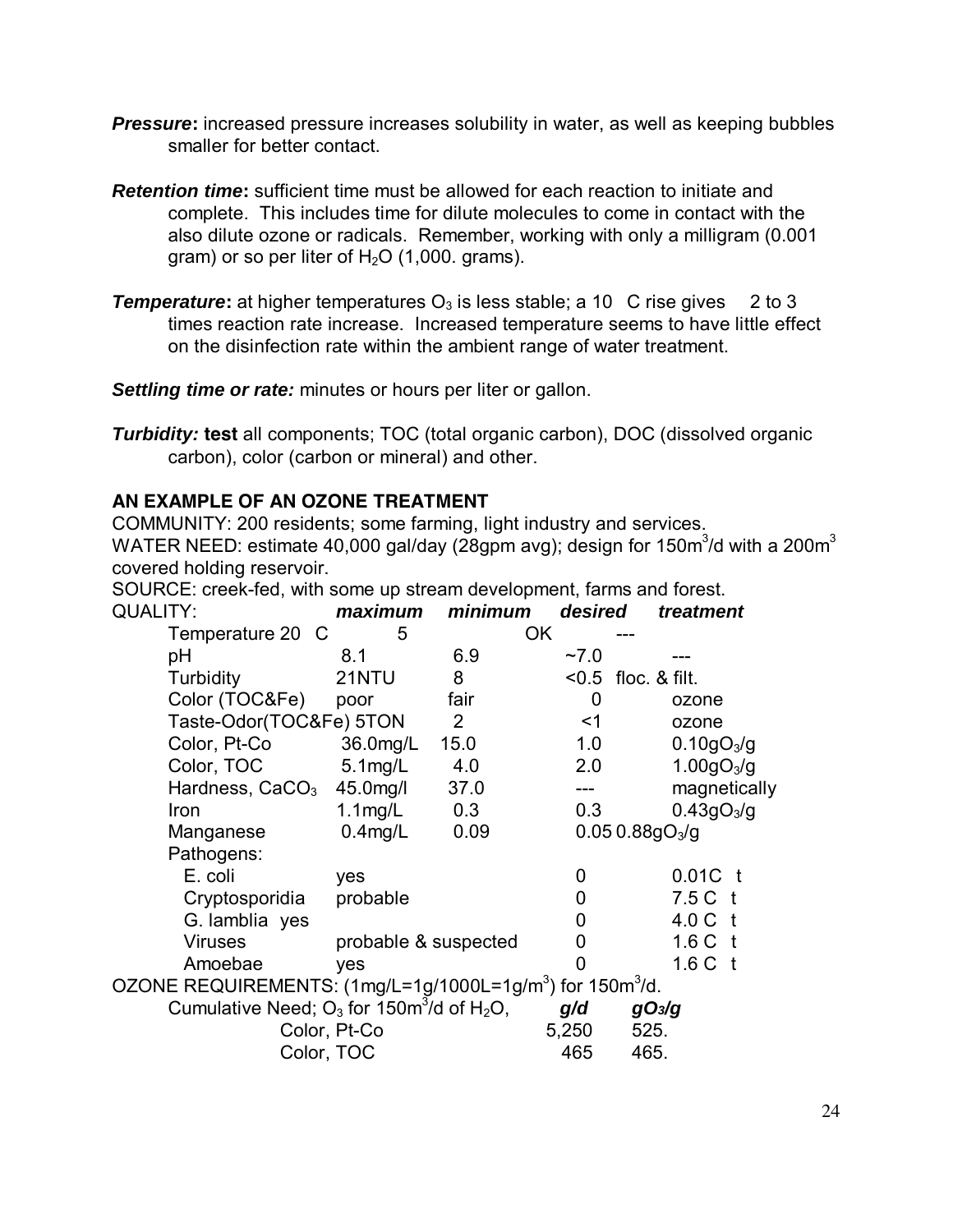***Pressure*:** increased pressure increases solubility in water, as well as keeping bubbles smaller for better contact.

***Retention time*:** sufficient time must be allowed for each reaction to initiate and complete. This includes time for dilute molecules to come in contact with the also dilute ozone or radicals. Remember, working with only a milligram (0.001 gram) or so per liter of $H_2O$ (1,000. grams).

***Temperature*:** at higher temperatures $O_3$ is less stable; a 10 C rise gives 2 to 3 times reaction rate increase. Increased temperature seems to have little effect on the disinfection rate within the ambient range of water treatment.

***Settling time or rate:*** minutes or hours per liter or gallon.

***Turbidity:*** **test** all components; TOC (total organic carbon), DOC (dissolved organic carbon), color (carbon or mineral) and other.

**AN EXAMPLE OF AN OZONE TREATMENT**

COMMUNITY: 200 residents; some farming, light industry and services.
WATER NEED: estimate 40,000 gal/day (28gpm avg); design for $150m^3/d$ with a $200m^3$ covered holding reservoir.
SOURCE: creek-fed, with some up stream development, farms and forest.

| QUALITY: | ***maximum*** | ***minimum*** | ***desired*** | ***treatment*** |
|---|---|---|---|---|
| Temperature 20 C | 5 | OK | --- | |
| pH | 8.1 | 6.9 | ~7.0 | --- |
| Turbidity | 21NTU | 8 | <0.5 | floc. & filt. |
| Color (TOC&Fe) | poor | fair | 0 | ozone |
| Taste-Odor(TOC&Fe) | 5TON | 2 | <1 | ozone |
| Color, Pt-Co | 36.0mg/L | 15.0 | 1.0 | $0.10gO_3/g$ |
| Color, TOC | 5.1mg/L | 4.0 | 2.0 | $1.00gO_3/g$ |
| Hardness, $CaCO_3$ | 45.0mg/l | 37.0 | --- | magnetically |
| Iron | 1.1mg/L | 0.3 | 0.3 | $0.43gO_3/g$ |
| Manganese | 0.4mg/L | 0.09 | 0.05 | $0.88gO_3/g$ |
| Pathogens: | | | | |
| E. coli | yes | | 0 | 0.01C t |
| Cryptosporidia | probable | | 0 | 7.5 C t |
| G. lamblia | yes | | 0 | 4.0 C t |
| Viruses | probable & suspected | | 0 | 1.6 C t |
| Amoebae | yes | | 0 | 1.6 C t |

OZONE REQUIREMENTS: ($1mg/L=1g/1000L=1g/m^3$) for $150m^3/d$.

| Cumulative Need; $O_3$ for $150m^3/d$ of $H_2O$, | ***g/d*** | ***$gO_3/g$*** |
|---|---|---|
| Color, Pt-Co | 5,250 | 525. |
| Color, TOC | 465 | 465. |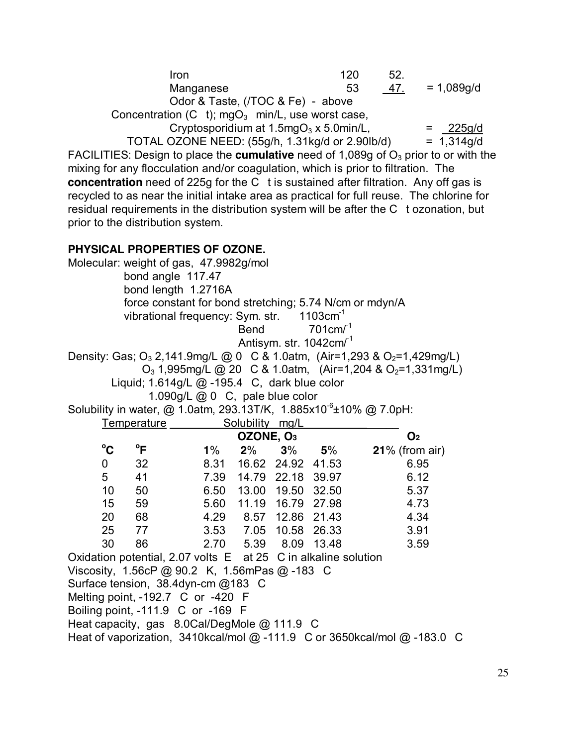| | | | |
|---|---|---|---|
| Iron | 120 | 52. | |
| Manganese | 53 | 47. | = 1,089g/d |
| Odor & Taste, (/TOC & Fe) - above | | | |

Concentration (C t); $mgO_3$ min/L, use worst case,

Cryptosporidium at $1.5mgO_3$ x 5.0min/L, = 225g/d

TOTAL OZONE NEED: (55g/h, 1.31kg/d or 2.90lb/d) = 1,314g/d

FACILITIES: Design to place the **cumulative** need of 1,089g of $O_3$ prior to or with the mixing for any flocculation and/or coagulation, which is prior to filtration. The **concentration** need of 225g for the C t is sustained after filtration. Any off gas is recycled to as near the initial intake area as practical for full reuse. The chlorine for residual requirements in the distribution system will be after the C t ozonation, but prior to the distribution system.

## PHYSICAL PROPERTIES OF OZONE.

Molecular: weight of gas, 47.9982g/mol

bond angle 117.47

bond length 1.2716A

force constant for bond stretching; 5.74 N/cm or mdyn/A

vibrational frequency: Sym. str. $1103cm^{-1}$

Bend $701cm/^{-1}$

Antisym. str. $1042cm/^{-1}$

Density: Gas; $O_3$ 2,141.9mg/L @ 0 C & 1.0atm, (Air=1,293 & $O_2$=1,429mg/L)

$O_3$ 1,995mg/L @ 20 C & 1.0atm, (Air=1,204 & $O_2$=1,331mg/L)

Liquid; 1.614g/L @ -195.4 C, dark blue color

1.090g/L @ 0 C, pale blue color

Solubility in water, @ 1.0atm, 293.13T/K, $1.885x10^{-6}$±10% @ 7.0pH:

| Temperature | | Solubility mg/L | | | | |
|---|---|---|---|---|---|---|
| | | OZONE, $O_3$ | | | | $O_2$ |
| °C | °F | **1**% | **2**% | **3**% | **5**% | **21**% (from air) |
| 0 | 32 | 8.31 | 16.62 | 24.92 | 41.53 | 6.95 |
| 5 | 41 | 7.39 | 14.79 | 22.18 | 39.97 | 6.12 |
| 10 | 50 | 6.50 | 13.00 | 19.50 | 32.50 | 5.37 |
| 15 | 59 | 5.60 | 11.19 | 16.79 | 27.98 | 4.73 |
| 20 | 68 | 4.29 | 8.57 | 12.86 | 21.43 | 4.34 |
| 25 | 77 | 3.53 | 7.05 | 10.58 | 26.33 | 3.91 |
| 30 | 86 | 2.70 | 5.39 | 8.09 | 13.48 | 3.59 |

Oxidation potential, 2.07 volts E at 25 C in alkaline solution

Viscosity, 1.56cP @ 90.2 K, 1.56mPas @ -183 C

Surface tension, 38.4dyn-cm @183 C

Melting point, -192.7 C or -420 F

Boiling point, -111.9 C or -169 F

Heat capacity, gas 8.0Cal/DegMole @ 111.9 C

Heat of vaporization, 3410kcal/mol @ -111.9 C or 3650kcal/mol @ -183.0 C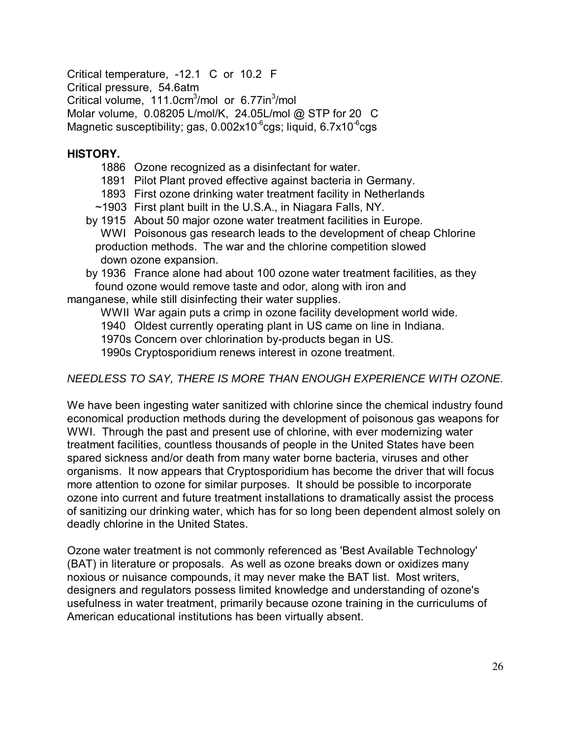Critical temperature, -12.1 C or 10.2 F
Critical pressure, 54.6atm
Critical volume, 111.0cm$^3$/mol or 6.77in$^3$/mol
Molar volume, 0.08205 L/mol/K, 24.05L/mol @ STP for 20 C
Magnetic susceptibility; gas, 0.002x10$^{-6}$cgs; liquid, 6.7x10$^{-6}$cgs

**HISTORY.**

1886 Ozone recognized as a disinfectant for water.
1891 Pilot Plant proved effective against bacteria in Germany.
1893 First ozone drinking water treatment facility in Netherlands
~1903 First plant built in the U.S.A., in Niagara Falls, NY.
by 1915 About 50 major ozone water treatment facilities in Europe.
WWI Poisonous gas research leads to the development of cheap Chlorine production methods. The war and the chlorine competition slowed down ozone expansion.
by 1936 France alone had about 100 ozone water treatment facilities, as they found ozone would remove taste and odor, along with iron and manganese, while still disinfecting their water supplies.
WWII War again puts a crimp in ozone facility development world wide.
1940 Oldest currently operating plant in US came on line in Indiana.
1970s Concern over chlorination by-products began in US.
1990s Cryptosporidium renews interest in ozone treatment.

*NEEDLESS TO SAY, THERE IS MORE THAN ENOUGH EXPERIENCE WITH OZONE.*

We have been ingesting water sanitized with chlorine since the chemical industry found economical production methods during the development of poisonous gas weapons for WWI. Through the past and present use of chlorine, with ever modernizing water treatment facilities, countless thousands of people in the United States have been spared sickness and/or death from many water borne bacteria, viruses and other organisms. It now appears that Cryptosporidium has become the driver that will focus more attention to ozone for similar purposes. It should be possible to incorporate ozone into current and future treatment installations to dramatically assist the process of sanitizing our drinking water, which has for so long been dependent almost solely on deadly chlorine in the United States.

Ozone water treatment is not commonly referenced as 'Best Available Technology' (BAT) in literature or proposals. As well as ozone breaks down or oxidizes many noxious or nuisance compounds, it may never make the BAT list. Most writers, designers and regulators possess limited knowledge and understanding of ozone's usefulness in water treatment, primarily because ozone training in the curriculums of American educational institutions has been virtually absent.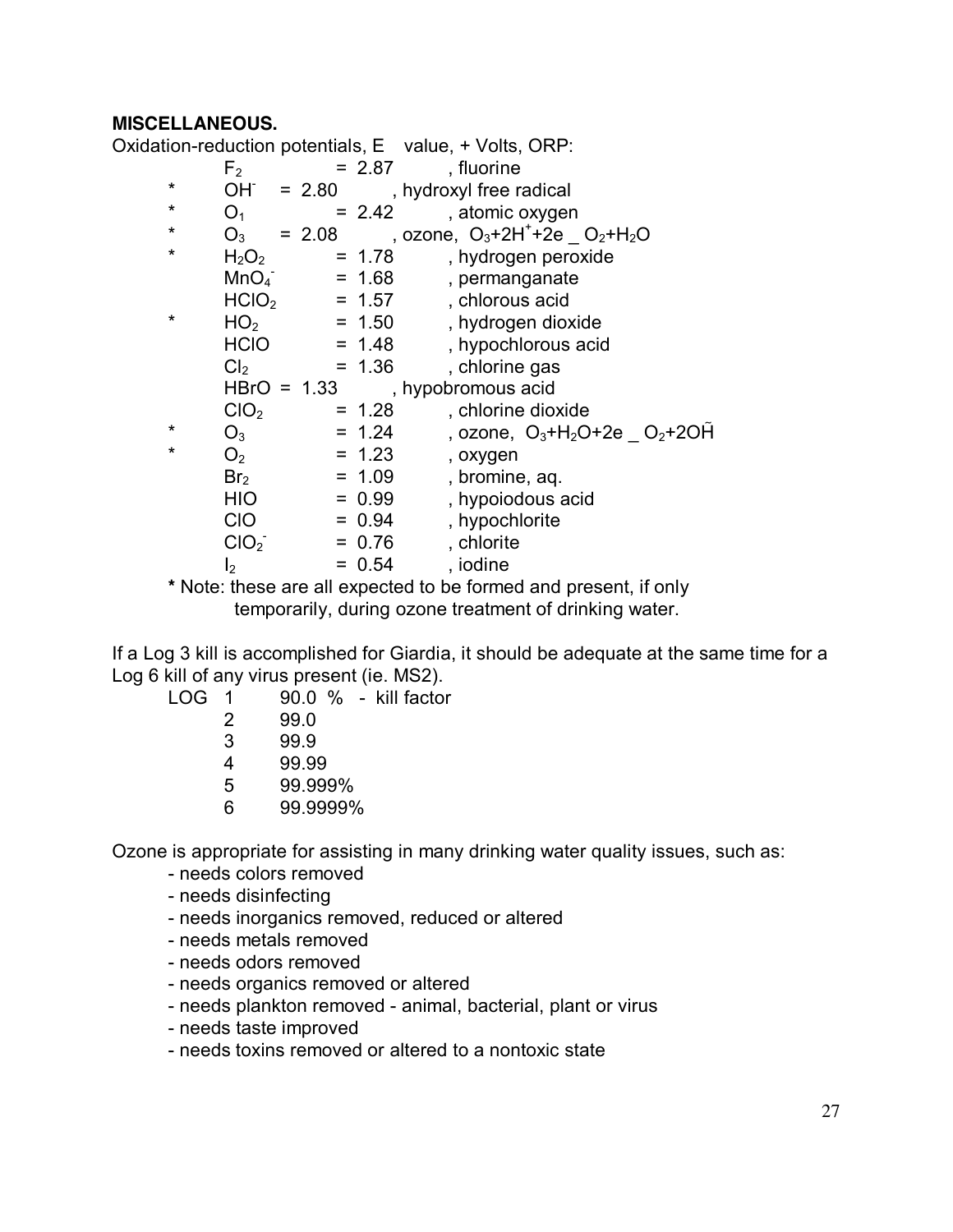**MISCELLANEOUS.**

Oxidation-reduction potentials, E value, + Volts, ORP:

|  |  |  |  |
|---|---|---|---|
|  | $F_2$ | = 2.87 | , fluorine |
| * | $OH^-$ | = 2.80 | , hydroxyl free radical |
| * | $O_1$ | = 2.42 | , atomic oxygen |
| * | $O_3$ | = 2.08 | , ozone, $O_3+2H^++2e$ _ $O_2+H_2O$ |
| * | $H_2O_2$ | = 1.78 | , hydrogen peroxide |
|  | $MnO_4^-$ | = 1.68 | , permanganate |
|  | $HClO_2$ | = 1.57 | , chlorous acid |
| * | $HO_2$ | = 1.50 | , hydrogen dioxide |
|  | HClO | = 1.48 | , hypochlorous acid |
|  | $Cl_2$ | = 1.36 | , chlorine gas |
|  | HBrO | = 1.33 | , hypobromous acid |
|  | $ClO_2$ | = 1.28 | , chlorine dioxide |
| * | $O_3$ | = 1.24 | , ozone, $O_3+H_2O+2e$ _ $O_2+2O\tilde{H}$ |
| * | $O_2$ | = 1.23 | , oxygen |
|  | $Br_2$ | = 1.09 | , bromine, aq. |
|  | HIO | = 0.99 | , hypoiodous acid |
|  | ClO | = 0.94 | , hypochlorite |
|  | $ClO_2^-$ | = 0.76 | , chlorite |
|  | $I_2$ | = 0.54 | , iodine |

**\*** Note: these are all expected to be formed and present, if only temporarily, during ozone treatment of drinking water.

If a Log 3 kill is accomplished for Giardia, it should be adequate at the same time for a Log 6 kill of any virus present (ie. MS2).

| LOG | |
|---|---|
| 1 | 90.0 % - kill factor |
| 2 | 99.0 |
| 3 | 99.9 |
| 4 | 99.99 |
| 5 | 99.999% |
| 6 | 99.9999% |

Ozone is appropriate for assisting in many drinking water quality issues, such as:

- needs colors removed
- needs disinfecting
- needs inorganics removed, reduced or altered
- needs metals removed
- needs odors removed
- needs organics removed or altered
- needs plankton removed - animal, bacterial, plant or virus
- needs taste improved
- needs toxins removed or altered to a nontoxic state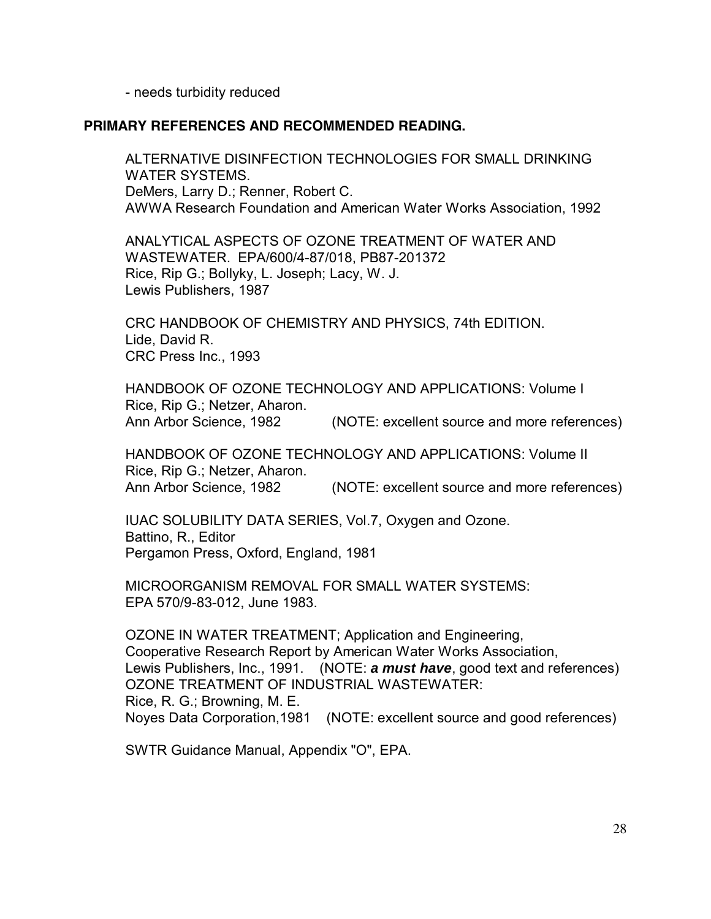- needs turbidity reduced

## PRIMARY REFERENCES AND RECOMMENDED READING.

ALTERNATIVE DISINFECTION TECHNOLOGIES FOR SMALL DRINKING WATER SYSTEMS.
DeMers, Larry D.; Renner, Robert C.
AWWA Research Foundation and American Water Works Association, 1992

ANALYTICAL ASPECTS OF OZONE TREATMENT OF WATER AND WASTEWATER. EPA/600/4-87/018, PB87-201372
Rice, Rip G.; Bollyky, L. Joseph; Lacy, W. J.
Lewis Publishers, 1987

CRC HANDBOOK OF CHEMISTRY AND PHYSICS, 74th EDITION.
Lide, David R.
CRC Press Inc., 1993

HANDBOOK OF OZONE TECHNOLOGY AND APPLICATIONS: Volume I
Rice, Rip G.; Netzer, Aharon.
Ann Arbor Science, 1982 (NOTE: excellent source and more references)

HANDBOOK OF OZONE TECHNOLOGY AND APPLICATIONS: Volume II
Rice, Rip G.; Netzer, Aharon.
Ann Arbor Science, 1982 (NOTE: excellent source and more references)

IUAC SOLUBILITY DATA SERIES, Vol.7, Oxygen and Ozone.
Battino, R., Editor
Pergamon Press, Oxford, England, 1981

MICROORGANISM REMOVAL FOR SMALL WATER SYSTEMS:
EPA 570/9-83-012, June 1983.

OZONE IN WATER TREATMENT; Application and Engineering,
Cooperative Research Report by American Water Works Association,
Lewis Publishers, Inc., 1991. (NOTE: ***a must have***, good text and references)
OZONE TREATMENT OF INDUSTRIAL WASTEWATER:
Rice, R. G.; Browning, M. E.
Noyes Data Corporation,1981 (NOTE: excellent source and good references)

SWTR Guidance Manual, Appendix "O", EPA.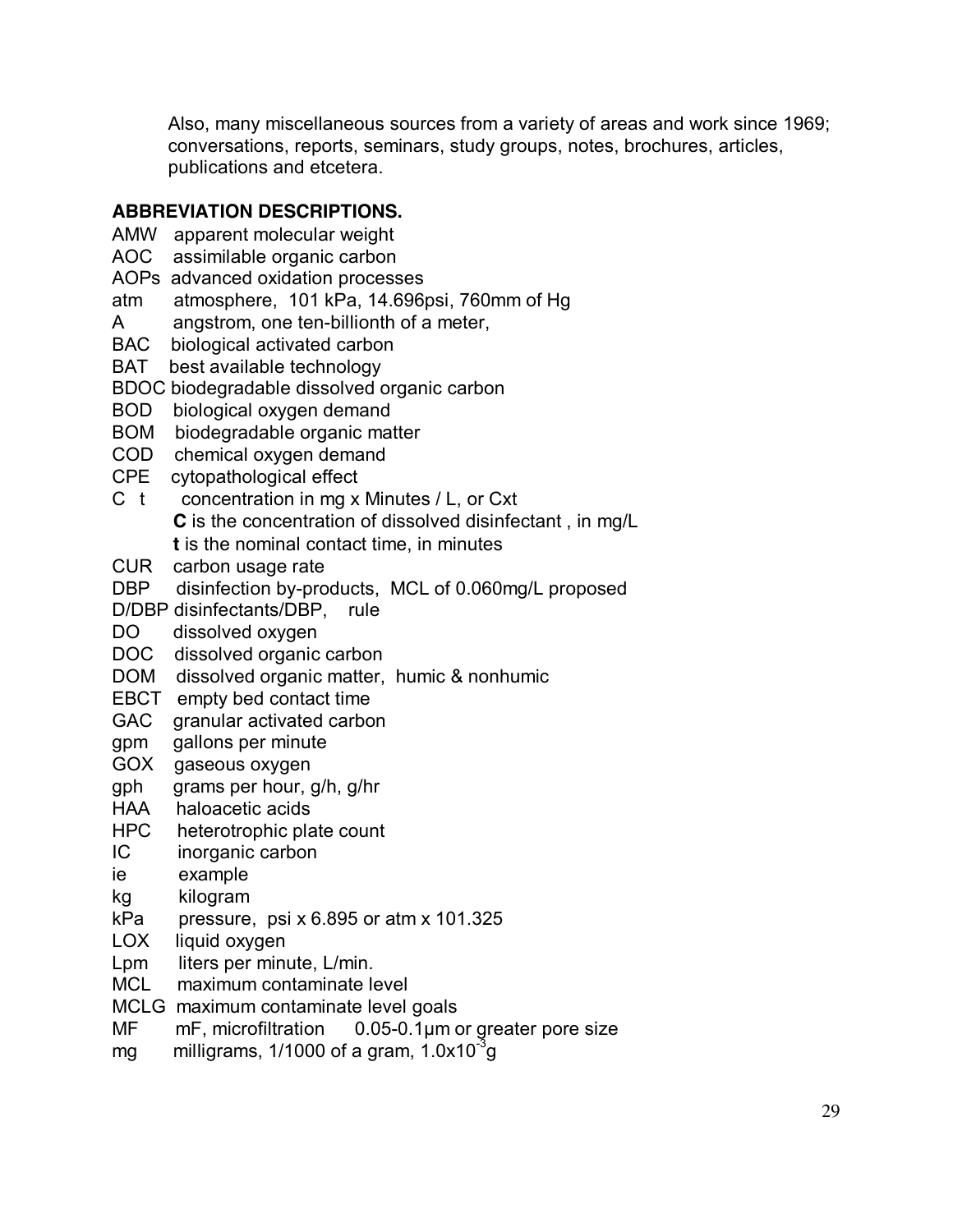Also, many miscellaneous sources from a variety of areas and work since 1969; conversations, reports, seminars, study groups, notes, brochures, articles, publications and etcetera.

**ABBREVIATION DESCRIPTIONS.**

AMW apparent molecular weight
AOC assimilable organic carbon
AOPs advanced oxidation processes
atm atmosphere, 101 kPa, 14.696psi, 760mm of Hg
A angstrom, one ten-billionth of a meter,
BAC biological activated carbon
BAT best available technology
BDOC biodegradable dissolved organic carbon
BOD biological oxygen demand
BOM biodegradable organic matter
COD chemical oxygen demand
CPE cytopathological effect
C t concentration in mg x Minutes / L, or Cxt
  **C** is the concentration of dissolved disinfectant , in mg/L
  **t** is the nominal contact time, in minutes
CUR carbon usage rate
DBP disinfection by-products, MCL of 0.060mg/L proposed
D/DBP disinfectants/DBP, rule
DO dissolved oxygen
DOC dissolved organic carbon
DOM dissolved organic matter, humic & nonhumic
EBCT empty bed contact time
GAC granular activated carbon
gpm gallons per minute
GOX gaseous oxygen
gph grams per hour, g/h, g/hr
HAA haloacetic acids
HPC heterotrophic plate count
IC inorganic carbon
ie example
kg kilogram
kPa pressure, psi x 6.895 or atm x 101.325
LOX liquid oxygen
Lpm liters per minute, L/min.
MCL maximum contaminate level
MCLG maximum contaminate level goals
MF mF, microfiltration 0.05-0.1µm or greater pore size
mg milligrams, 1/1000 of a gram, $1.0 \times 10^{-3}$g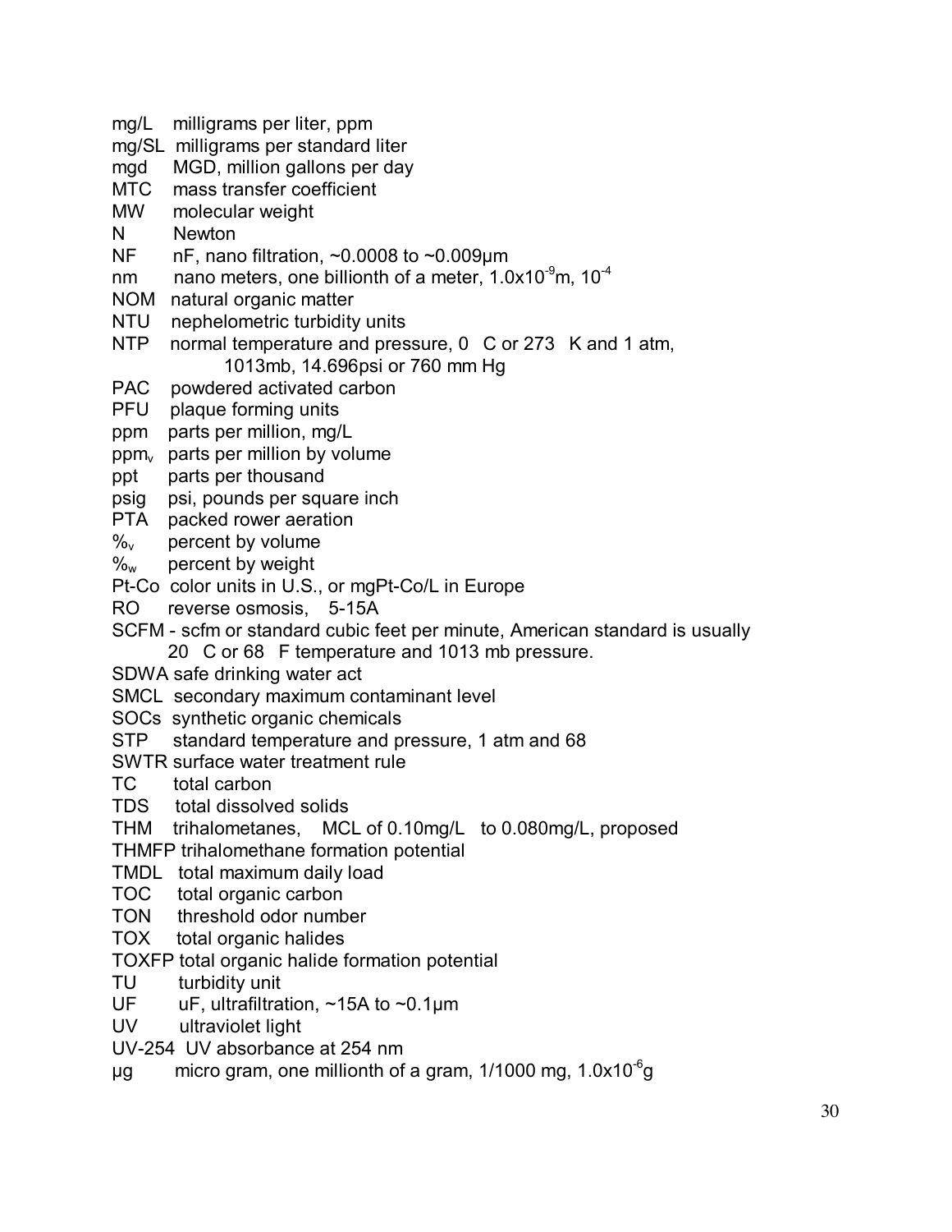mg/L  milligrams per liter, ppm
mg/SL  milligrams per standard liter
mgd  MGD, million gallons per day
MTC  mass transfer coefficient
MW  molecular weight
N  Newton
NF  nF, nano filtration, ~0.0008 to ~0.009µm
nm  nano meters, one billionth of a meter, $1.0 \times 10^{-9}$m, $10^{-4}$
NOM  natural organic matter
NTU  nephelometric turbidity units
NTP  normal temperature and pressure, 0  C or 273  K and 1 atm, 1013mb, 14.696psi or 760 mm Hg
PAC  powdered activated carbon
PFU  plaque forming units
ppm  parts per million, mg/L
$ppm_v$  parts per million by volume
ppt  parts per thousand
psig  psi, pounds per square inch
PTA  packed rower aeration
$\%_v$  percent by volume
$\%_w$  percent by weight
Pt-Co  color units in U.S., or mgPt-Co/L in Europe
RO  reverse osmosis,  5-15A
SCFM - scfm or standard cubic feet per minute, American standard is usually 20  C or 68  F temperature and 1013 mb pressure.
SDWA safe drinking water act
SMCL  secondary maximum contaminant level
SOCs  synthetic organic chemicals
STP  standard temperature and pressure, 1 atm and 68
SWTR surface water treatment rule
TC  total carbon
TDS  total dissolved solids
THM  trihalometanes,  MCL of 0.10mg/L  to 0.080mg/L, proposed
THMFP trihalomethane formation potential
TMDL  total maximum daily load
TOC  total organic carbon
TON  threshold odor number
TOX  total organic halides
TOXFP total organic halide formation potential
TU  turbidity unit
UF  uF, ultrafiltration, ~15A to ~0.1µm
UV  ultraviolet light
UV-254  UV absorbance at 254 nm
µg  micro gram, one millionth of a gram, 1/1000 mg, $1.0 \times 10^{-6}$g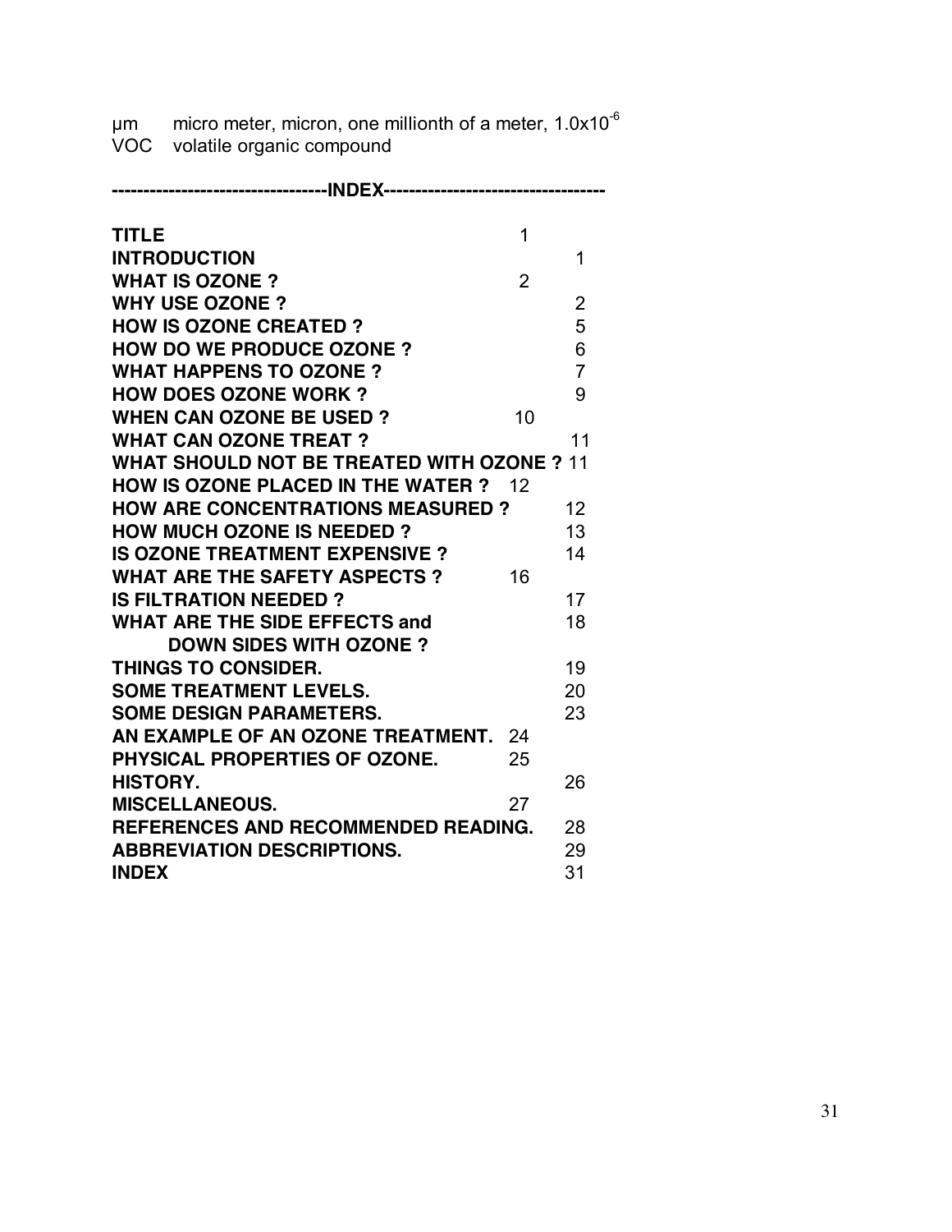µm micro meter, micron, one millionth of a meter, $1.0x10^{-6}$
VOC volatile organic compound

**---------------------------------INDEX----------------------------------**

| | |
|---|---|
| **TITLE** | 1 |
| **INTRODUCTION** | 1 |
| **WHAT IS OZONE ?** | 2 |
| **WHY USE OZONE ?** | 2 |
| **HOW IS OZONE CREATED ?** | 5 |
| **HOW DO WE PRODUCE OZONE ?** | 6 |
| **WHAT HAPPENS TO OZONE ?** | 7 |
| **HOW DOES OZONE WORK ?** | 9 |
| **WHEN CAN OZONE BE USED ?** | 10 |
| **WHAT CAN OZONE TREAT ?** | 11 |
| **WHAT SHOULD NOT BE TREATED WITH OZONE ?** | 11 |
| **HOW IS OZONE PLACED IN THE WATER ?** | 12 |
| **HOW ARE CONCENTRATIONS MEASURED ?** | 12 |
| **HOW MUCH OZONE IS NEEDED ?** | 13 |
| **IS OZONE TREATMENT EXPENSIVE ?** | 14 |
| **WHAT ARE THE SAFETY ASPECTS ?** | 16 |
| **IS FILTRATION NEEDED ?** | 17 |
| **WHAT ARE THE SIDE EFFECTS and DOWN SIDES WITH OZONE ?** | 18 |
| **THINGS TO CONSIDER.** | 19 |
| **SOME TREATMENT LEVELS.** | 20 |
| **SOME DESIGN PARAMETERS.** | 23 |
| **AN EXAMPLE OF AN OZONE TREATMENT.** | 24 |
| **PHYSICAL PROPERTIES OF OZONE.** | 25 |
| **HISTORY.** | 26 |
| **MISCELLANEOUS.** | 27 |
| **REFERENCES AND RECOMMENDED READING.** | 28 |
| **ABBREVIATION DESCRIPTIONS.** | 29 |
| **INDEX** | 31 |